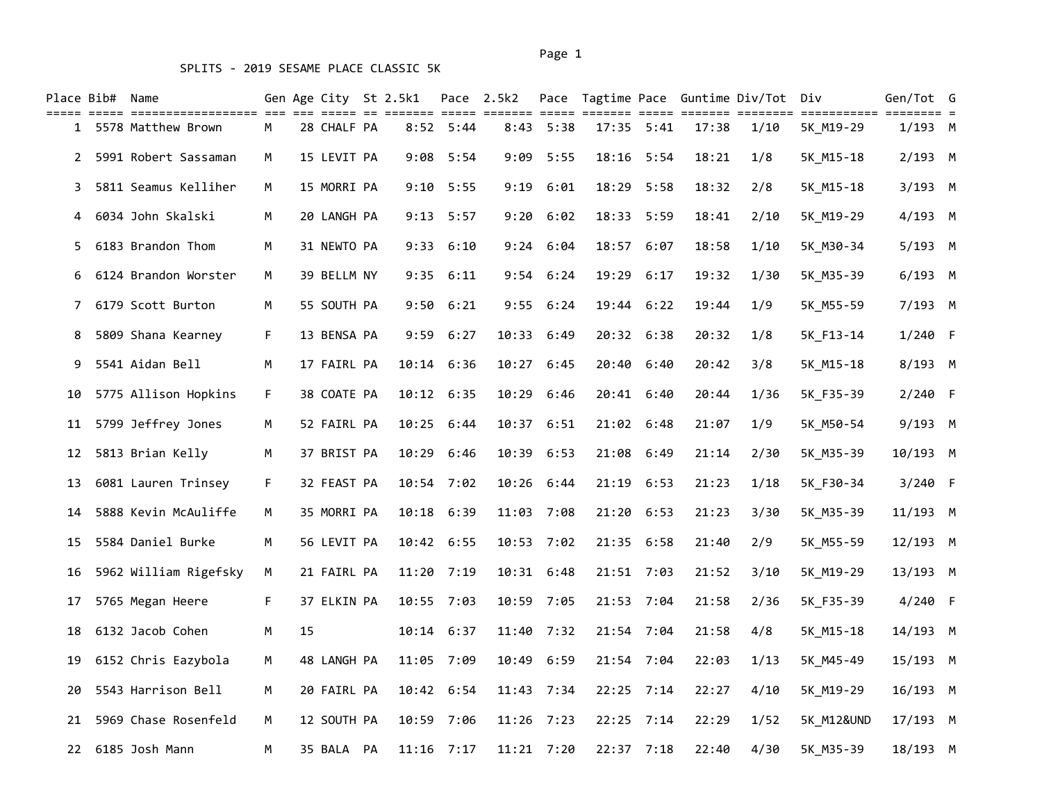SPLITS - 2019 SESAME PLACE CLASSIC 5K

| Place | Bib# | Name | Gen | Age | City | St | 2.5k1 | Pace | 2.5k2 | Pace | Tagtime | Pace | Guntime | Div/Tot | Div | Gen/Tot | G |
|---|---|---|---|---|---|---|---|---|---|---|---|---|---|---|---|---|---|
| 1 | 5578 | Matthew Brown | M | 28 | CHALF | PA | 8:52 | 5:44 | 8:43 | 5:38 | 17:35 | 5:41 | 17:38 | 1/10 | 5K_M19-29 | 1/193 | M |
| 2 | 5991 | Robert Sassaman | M | 15 | LEVIT | PA | 9:08 | 5:54 | 9:09 | 5:55 | 18:16 | 5:54 | 18:21 | 1/8 | 5K_M15-18 | 2/193 | M |
| 3 | 5811 | Seamus Kelliher | M | 15 | MORRI | PA | 9:10 | 5:55 | 9:19 | 6:01 | 18:29 | 5:58 | 18:32 | 2/8 | 5K_M15-18 | 3/193 | M |
| 4 | 6034 | John Skalski | M | 20 | LANGH | PA | 9:13 | 5:57 | 9:20 | 6:02 | 18:33 | 5:59 | 18:41 | 2/10 | 5K_M19-29 | 4/193 | M |
| 5 | 6183 | Brandon Thom | M | 31 | NEWTO | PA | 9:33 | 6:10 | 9:24 | 6:04 | 18:57 | 6:07 | 18:58 | 1/10 | 5K_M30-34 | 5/193 | M |
| 6 | 6124 | Brandon Worster | M | 39 | BELLM | NY | 9:35 | 6:11 | 9:54 | 6:24 | 19:29 | 6:17 | 19:32 | 1/30 | 5K_M35-39 | 6/193 | M |
| 7 | 6179 | Scott Burton | M | 55 | SOUTH | PA | 9:50 | 6:21 | 9:55 | 6:24 | 19:44 | 6:22 | 19:44 | 1/9 | 5K_M55-59 | 7/193 | M |
| 8 | 5809 | Shana Kearney | F | 13 | BENSA | PA | 9:59 | 6:27 | 10:33 | 6:49 | 20:32 | 6:38 | 20:32 | 1/8 | 5K_F13-14 | 1/240 | F |
| 9 | 5541 | Aidan Bell | M | 17 | FAIRL | PA | 10:14 | 6:36 | 10:27 | 6:45 | 20:40 | 6:40 | 20:42 | 3/8 | 5K_M15-18 | 8/193 | M |
| 10 | 5775 | Allison Hopkins | F | 38 | COATE | PA | 10:12 | 6:35 | 10:29 | 6:46 | 20:41 | 6:40 | 20:44 | 1/36 | 5K_F35-39 | 2/240 | F |
| 11 | 5799 | Jeffrey Jones | M | 52 | FAIRL | PA | 10:25 | 6:44 | 10:37 | 6:51 | 21:02 | 6:48 | 21:07 | 1/9 | 5K_M50-54 | 9/193 | M |
| 12 | 5813 | Brian Kelly | M | 37 | BRIST | PA | 10:29 | 6:46 | 10:39 | 6:53 | 21:08 | 6:49 | 21:14 | 2/30 | 5K_M35-39 | 10/193 | M |
| 13 | 6081 | Lauren Trinsey | F | 32 | FEAST | PA | 10:54 | 7:02 | 10:26 | 6:44 | 21:19 | 6:53 | 21:23 | 1/18 | 5K_F30-34 | 3/240 | F |
| 14 | 5888 | Kevin McAuliffe | M | 35 | MORRI | PA | 10:18 | 6:39 | 11:03 | 7:08 | 21:20 | 6:53 | 21:23 | 3/30 | 5K_M35-39 | 11/193 | M |
| 15 | 5584 | Daniel Burke | M | 56 | LEVIT | PA | 10:42 | 6:55 | 10:53 | 7:02 | 21:35 | 6:58 | 21:40 | 2/9 | 5K_M55-59 | 12/193 | M |
| 16 | 5962 | William Rigefsky | M | 21 | FAIRL | PA | 11:20 | 7:19 | 10:31 | 6:48 | 21:51 | 7:03 | 21:52 | 3/10 | 5K_M19-29 | 13/193 | M |
| 17 | 5765 | Megan Heere | F | 37 | ELKIN | PA | 10:55 | 7:03 | 10:59 | 7:05 | 21:53 | 7:04 | 21:58 | 2/36 | 5K_F35-39 | 4/240 | F |
| 18 | 6132 | Jacob Cohen | M | 15 | | | 10:14 | 6:37 | 11:40 | 7:32 | 21:54 | 7:04 | 21:58 | 4/8 | 5K_M15-18 | 14/193 | M |
| 19 | 6152 | Chris Eazybola | M | 48 | LANGH | PA | 11:05 | 7:09 | 10:49 | 6:59 | 21:54 | 7:04 | 22:03 | 1/13 | 5K_M45-49 | 15/193 | M |
| 20 | 5543 | Harrison Bell | M | 20 | FAIRL | PA | 10:42 | 6:54 | 11:43 | 7:34 | 22:25 | 7:14 | 22:27 | 4/10 | 5K_M19-29 | 16/193 | M |
| 21 | 5969 | Chase Rosenfeld | M | 12 | SOUTH | PA | 10:59 | 7:06 | 11:26 | 7:23 | 22:25 | 7:14 | 22:29 | 1/52 | 5K_M12&UND | 17/193 | M |
| 22 | 6185 | Josh Mann | M | 35 | BALA | PA | 11:16 | 7:17 | 11:21 | 7:20 | 22:37 | 7:18 | 22:40 | 4/30 | 5K_M35-39 | 18/193 | M |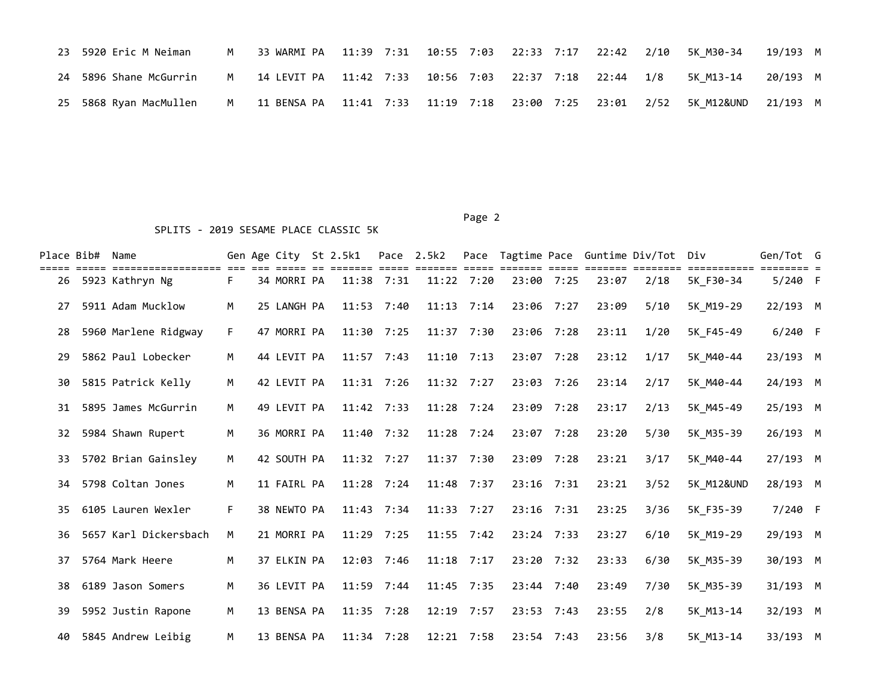| 23 | 5920 | Eric M Neiman | M | 33 | WARMI | PA | 11:39 | 7:31 | 10:55 | 7:03 | 22:33 | 7:17 | 22:42 | 2/10 | 5K_M30-34 | 19/193 | M |
|---|---|---|---|---|---|---|---|---|---|---|---|---|---|---|---|---|---|
| 24 | 5896 | Shane McGurrin | M | 14 | LEVIT | PA | 11:42 | 7:33 | 10:56 | 7:03 | 22:37 | 7:18 | 22:44 | 1/8 | 5K_M13-14 | 20/193 | M |
| 25 | 5868 | Ryan MacMullen | M | 11 | BENSA | PA | 11:41 | 7:33 | 11:19 | 7:18 | 23:00 | 7:25 | 23:01 | 2/52 | 5K_M12&UND | 21/193 | M |

SPLITS - 2019 SESAME PLACE CLASSIC 5K

| Place | Bib# | Name | Gen | Age | City | St | 2.5k1 | Pace | 2.5k2 | Pace | Tagtime | Pace | Guntime | Div/Tot | Div | Gen/Tot | G |
|---|---|---|---|---|---|---|---|---|---|---|---|---|---|---|---|---|---|
| 26 | 5923 | Kathryn Ng | F | 34 | MORRI | PA | 11:38 | 7:31 | 11:22 | 7:20 | 23:00 | 7:25 | 23:07 | 2/18 | 5K_F30-34 | 5/240 | F |
| 27 | 5911 | Adam Mucklow | M | 25 | LANGH | PA | 11:53 | 7:40 | 11:13 | 7:14 | 23:06 | 7:27 | 23:09 | 5/10 | 5K_M19-29 | 22/193 | M |
| 28 | 5960 | Marlene Ridgway | F | 47 | MORRI | PA | 11:30 | 7:25 | 11:37 | 7:30 | 23:06 | 7:28 | 23:11 | 1/20 | 5K_F45-49 | 6/240 | F |
| 29 | 5862 | Paul Lobecker | M | 44 | LEVIT | PA | 11:57 | 7:43 | 11:10 | 7:13 | 23:07 | 7:28 | 23:12 | 1/17 | 5K_M40-44 | 23/193 | M |
| 30 | 5815 | Patrick Kelly | M | 42 | LEVIT | PA | 11:31 | 7:26 | 11:32 | 7:27 | 23:03 | 7:26 | 23:14 | 2/17 | 5K_M40-44 | 24/193 | M |
| 31 | 5895 | James McGurrin | M | 49 | LEVIT | PA | 11:42 | 7:33 | 11:28 | 7:24 | 23:09 | 7:28 | 23:17 | 2/13 | 5K_M45-49 | 25/193 | M |
| 32 | 5984 | Shawn Rupert | M | 36 | MORRI | PA | 11:40 | 7:32 | 11:28 | 7:24 | 23:07 | 7:28 | 23:20 | 5/30 | 5K_M35-39 | 26/193 | M |
| 33 | 5702 | Brian Gainsley | M | 42 | SOUTH | PA | 11:32 | 7:27 | 11:37 | 7:30 | 23:09 | 7:28 | 23:21 | 3/17 | 5K_M40-44 | 27/193 | M |
| 34 | 5798 | Coltan Jones | M | 11 | FAIRL | PA | 11:28 | 7:24 | 11:48 | 7:37 | 23:16 | 7:31 | 23:21 | 3/52 | 5K_M12&UND | 28/193 | M |
| 35 | 6105 | Lauren Wexler | F | 38 | NEWTO | PA | 11:43 | 7:34 | 11:33 | 7:27 | 23:16 | 7:31 | 23:25 | 3/36 | 5K_F35-39 | 7/240 | F |
| 36 | 5657 | Karl Dickersbach | M | 21 | MORRI | PA | 11:29 | 7:25 | 11:55 | 7:42 | 23:24 | 7:33 | 23:27 | 6/10 | 5K_M19-29 | 29/193 | M |
| 37 | 5764 | Mark Heere | M | 37 | ELKIN | PA | 12:03 | 7:46 | 11:18 | 7:17 | 23:20 | 7:32 | 23:33 | 6/30 | 5K_M35-39 | 30/193 | M |
| 38 | 6189 | Jason Somers | M | 36 | LEVIT | PA | 11:59 | 7:44 | 11:45 | 7:35 | 23:44 | 7:40 | 23:49 | 7/30 | 5K_M35-39 | 31/193 | M |
| 39 | 5952 | Justin Rapone | M | 13 | BENSA | PA | 11:35 | 7:28 | 12:19 | 7:57 | 23:53 | 7:43 | 23:55 | 2/8 | 5K_M13-14 | 32/193 | M |
| 40 | 5845 | Andrew Leibig | M | 13 | BENSA | PA | 11:34 | 7:28 | 12:21 | 7:58 | 23:54 | 7:43 | 23:56 | 3/8 | 5K_M13-14 | 33/193 | M |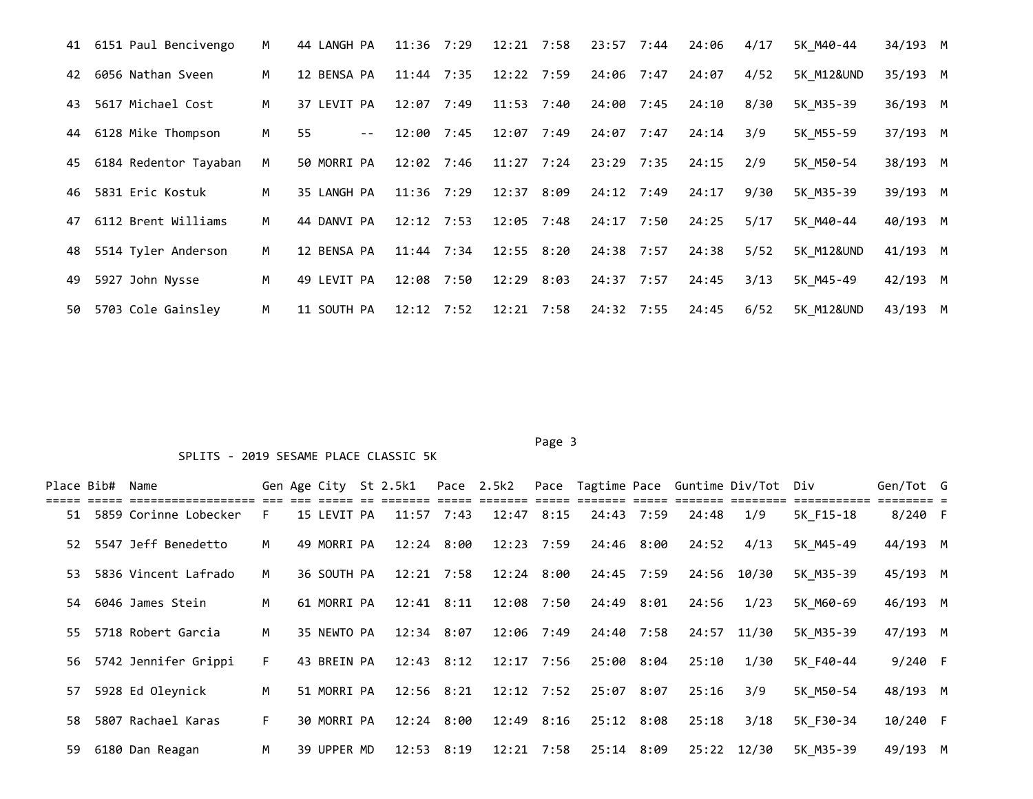| Place | Bib# | Name | Gen | Age | City | St | 2.5k1 | Pace | 2.5k2 | Pace | Tagtime | Pace | Guntime | Div/Tot | Div | Gen/Tot | G |
|---|---|---|---|---|---|---|---|---|---|---|---|---|---|---|---|---|---|
| 41 | 6151 | Paul Bencivengo | M | 44 | LANGH | PA | 11:36 | 7:29 | 12:21 | 7:58 | 23:57 | 7:44 | 24:06 | 4/17 | 5K_M40-44 | 34/193 | M |
| 42 | 6056 | Nathan Sveen | M | 12 | BENSA | PA | 11:44 | 7:35 | 12:22 | 7:59 | 24:06 | 7:47 | 24:07 | 4/52 | 5K_M12&UND | 35/193 | M |
| 43 | 5617 | Michael Cost | M | 37 | LEVIT | PA | 12:07 | 7:49 | 11:53 | 7:40 | 24:00 | 7:45 | 24:10 | 8/30 | 5K_M35-39 | 36/193 | M |
| 44 | 6128 | Mike Thompson | M | 55 | | -- | 12:00 | 7:45 | 12:07 | 7:49 | 24:07 | 7:47 | 24:14 | 3/9 | 5K_M55-59 | 37/193 | M |
| 45 | 6184 | Redentor Tayaban | M | 50 | MORRI | PA | 12:02 | 7:46 | 11:27 | 7:24 | 23:29 | 7:35 | 24:15 | 2/9 | 5K_M50-54 | 38/193 | M |
| 46 | 5831 | Eric Kostuk | M | 35 | LANGH | PA | 11:36 | 7:29 | 12:37 | 8:09 | 24:12 | 7:49 | 24:17 | 9/30 | 5K_M35-39 | 39/193 | M |
| 47 | 6112 | Brent Williams | M | 44 | DANVI | PA | 12:12 | 7:53 | 12:05 | 7:48 | 24:17 | 7:50 | 24:25 | 5/17 | 5K_M40-44 | 40/193 | M |
| 48 | 5514 | Tyler Anderson | M | 12 | BENSA | PA | 11:44 | 7:34 | 12:55 | 8:20 | 24:38 | 7:57 | 24:38 | 5/52 | 5K_M12&UND | 41/193 | M |
| 49 | 5927 | John Nysse | M | 49 | LEVIT | PA | 12:08 | 7:50 | 12:29 | 8:03 | 24:37 | 7:57 | 24:45 | 3/13 | 5K_M45-49 | 42/193 | M |
| 50 | 5703 | Cole Gainsley | M | 11 | SOUTH | PA | 12:12 | 7:52 | 12:21 | 7:58 | 24:32 | 7:55 | 24:45 | 6/52 | 5K_M12&UND | 43/193 | M |

SPLITS - 2019 SESAME PLACE CLASSIC 5K

| Place | Bib# | Name | Gen | Age | City | St | 2.5k1 | Pace | 2.5k2 | Pace | Tagtime | Pace | Guntime | Div/Tot | Div | Gen/Tot | G |
|---|---|---|---|---|---|---|---|---|---|---|---|---|---|---|---|---|---|
| 51 | 5859 | Corinne Lobecker | F | 15 | LEVIT | PA | 11:57 | 7:43 | 12:47 | 8:15 | 24:43 | 7:59 | 24:48 | 1/9 | 5K_F15-18 | 8/240 | F |
| 52 | 5547 | Jeff Benedetto | M | 49 | MORRI | PA | 12:24 | 8:00 | 12:23 | 7:59 | 24:46 | 8:00 | 24:52 | 4/13 | 5K_M45-49 | 44/193 | M |
| 53 | 5836 | Vincent Lafrado | M | 36 | SOUTH | PA | 12:21 | 7:58 | 12:24 | 8:00 | 24:45 | 7:59 | 24:56 | 10/30 | 5K_M35-39 | 45/193 | M |
| 54 | 6046 | James Stein | M | 61 | MORRI | PA | 12:41 | 8:11 | 12:08 | 7:50 | 24:49 | 8:01 | 24:56 | 1/23 | 5K_M60-69 | 46/193 | M |
| 55 | 5718 | Robert Garcia | M | 35 | NEWTO | PA | 12:34 | 8:07 | 12:06 | 7:49 | 24:40 | 7:58 | 24:57 | 11/30 | 5K_M35-39 | 47/193 | M |
| 56 | 5742 | Jennifer Grippi | F | 43 | BREIN | PA | 12:43 | 8:12 | 12:17 | 7:56 | 25:00 | 8:04 | 25:10 | 1/30 | 5K_F40-44 | 9/240 | F |
| 57 | 5928 | Ed Oleynick | M | 51 | MORRI | PA | 12:56 | 8:21 | 12:12 | 7:52 | 25:07 | 8:07 | 25:16 | 3/9 | 5K_M50-54 | 48/193 | M |
| 58 | 5807 | Rachael Karas | F | 30 | MORRI | PA | 12:24 | 8:00 | 12:49 | 8:16 | 25:12 | 8:08 | 25:18 | 3/18 | 5K_F30-34 | 10/240 | F |
| 59 | 6180 | Dan Reagan | M | 39 | UPPER | MD | 12:53 | 8:19 | 12:21 | 7:58 | 25:14 | 8:09 | 25:22 | 12/30 | 5K_M35-39 | 49/193 | M |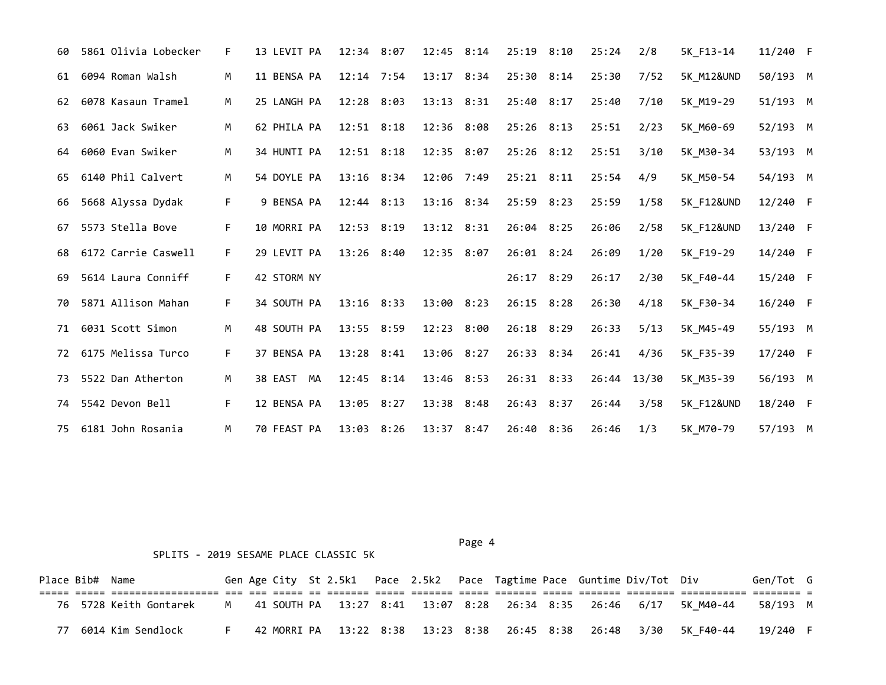| Place | Bib# | Name | Gen | Age | City | St | 2.5k1 | Pace | 2.5k2 | Pace | Tagtime | Pace | Guntime | Div/Tot | Div | Gen/Tot | G |
|---|---|---|---|---|---|---|---|---|---|---|---|---|---|---|---|---|---|
| 60 | 5861 | Olivia Lobecker | F | 13 | LEVIT | PA | 12:34 | 8:07 | 12:45 | 8:14 | 25:19 | 8:10 | 25:24 | 2/8 | 5K_F13-14 | 11/240 | F |
| 61 | 6094 | Roman Walsh | M | 11 | BENSA | PA | 12:14 | 7:54 | 13:17 | 8:34 | 25:30 | 8:14 | 25:30 | 7/52 | 5K_M12&UND | 50/193 | M |
| 62 | 6078 | Kasaun Tramel | M | 25 | LANGH | PA | 12:28 | 8:03 | 13:13 | 8:31 | 25:40 | 8:17 | 25:40 | 7/10 | 5K_M19-29 | 51/193 | M |
| 63 | 6061 | Jack Swiker | M | 62 | PHILA | PA | 12:51 | 8:18 | 12:36 | 8:08 | 25:26 | 8:13 | 25:51 | 2/23 | 5K_M60-69 | 52/193 | M |
| 64 | 6060 | Evan Swiker | M | 34 | HUNTI | PA | 12:51 | 8:18 | 12:35 | 8:07 | 25:26 | 8:12 | 25:51 | 3/10 | 5K_M30-34 | 53/193 | M |
| 65 | 6140 | Phil Calvert | M | 54 | DOYLE | PA | 13:16 | 8:34 | 12:06 | 7:49 | 25:21 | 8:11 | 25:54 | 4/9 | 5K_M50-54 | 54/193 | M |
| 66 | 5668 | Alyssa Dydak | F | 9 | BENSA | PA | 12:44 | 8:13 | 13:16 | 8:34 | 25:59 | 8:23 | 25:59 | 1/58 | 5K_F12&UND | 12/240 | F |
| 67 | 5573 | Stella Bove | F | 10 | MORRI | PA | 12:53 | 8:19 | 13:12 | 8:31 | 26:04 | 8:25 | 26:06 | 2/58 | 5K_F12&UND | 13/240 | F |
| 68 | 6172 | Carrie Caswell | F | 29 | LEVIT | PA | 13:26 | 8:40 | 12:35 | 8:07 | 26:01 | 8:24 | 26:09 | 1/20 | 5K_F19-29 | 14/240 | F |
| 69 | 5614 | Laura Conniff | F | 42 | STORM | NY | | | | | 26:17 | 8:29 | 26:17 | 2/30 | 5K_F40-44 | 15/240 | F |
| 70 | 5871 | Allison Mahan | F | 34 | SOUTH | PA | 13:16 | 8:33 | 13:00 | 8:23 | 26:15 | 8:28 | 26:30 | 4/18 | 5K_F30-34 | 16/240 | F |
| 71 | 6031 | Scott Simon | M | 48 | SOUTH | PA | 13:55 | 8:59 | 12:23 | 8:00 | 26:18 | 8:29 | 26:33 | 5/13 | 5K_M45-49 | 55/193 | M |
| 72 | 6175 | Melissa Turco | F | 37 | BENSA | PA | 13:28 | 8:41 | 13:06 | 8:27 | 26:33 | 8:34 | 26:41 | 4/36 | 5K_F35-39 | 17/240 | F |
| 73 | 5522 | Dan Atherton | M | 38 | EAST | MA | 12:45 | 8:14 | 13:46 | 8:53 | 26:31 | 8:33 | 26:44 | 13/30 | 5K_M35-39 | 56/193 | M |
| 74 | 5542 | Devon Bell | F | 12 | BENSA | PA | 13:05 | 8:27 | 13:38 | 8:48 | 26:43 | 8:37 | 26:44 | 3/58 | 5K_F12&UND | 18/240 | F |
| 75 | 6181 | John Rosania | M | 70 | FEAST | PA | 13:03 | 8:26 | 13:37 | 8:47 | 26:40 | 8:36 | 26:46 | 1/3 | 5K_M70-79 | 57/193 | M |

SPLITS - 2019 SESAME PLACE CLASSIC 5K

| Place | Bib# | Name | Gen | Age | City | St | 2.5k1 | Pace | 2.5k2 | Pace | Tagtime | Pace | Guntime | Div/Tot | Div | Gen/Tot | G |
|---|---|---|---|---|---|---|---|---|---|---|---|---|---|---|---|---|---|
| 76 | 5728 | Keith Gontarek | M | 41 | SOUTH | PA | 13:27 | 8:41 | 13:07 | 8:28 | 26:34 | 8:35 | 26:46 | 6/17 | 5K_M40-44 | 58/193 | M |
| 77 | 6014 | Kim Sendlock | F | 42 | MORRI | PA | 13:22 | 8:38 | 13:23 | 8:38 | 26:45 | 8:38 | 26:48 | 3/30 | 5K_F40-44 | 19/240 | F |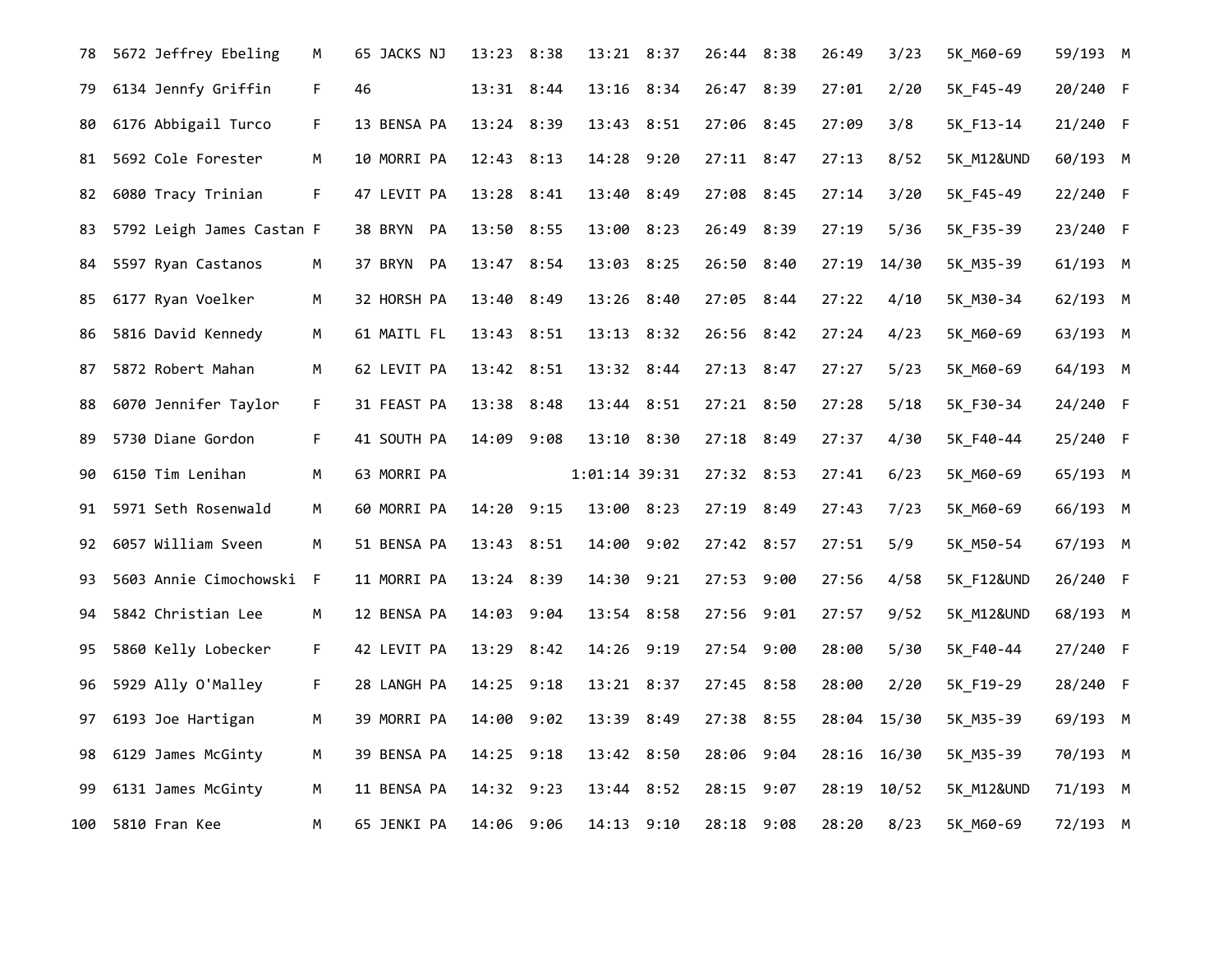| | | | | | | | | | | | | | | |
|---|---|---|---|---|---|---|---|---|---|---|---|---|---|---|
| 78 | 5672 Jeffrey Ebeling | M | 65 JACKS NJ | 13:23 | 8:38 | 13:21 | 8:37 | 26:44 | 8:38 | 26:49 | 3/23 | 5K_M60-69 | 59/193 | M |
| 79 | 6134 Jennfy Griffin | F | 46 | 13:31 | 8:44 | 13:16 | 8:34 | 26:47 | 8:39 | 27:01 | 2/20 | 5K_F45-49 | 20/240 | F |
| 80 | 6176 Abbigail Turco | F | 13 BENSA PA | 13:24 | 8:39 | 13:43 | 8:51 | 27:06 | 8:45 | 27:09 | 3/8 | 5K_F13-14 | 21/240 | F |
| 81 | 5692 Cole Forester | M | 10 MORRI PA | 12:43 | 8:13 | 14:28 | 9:20 | 27:11 | 8:47 | 27:13 | 8/52 | 5K_M12&UND | 60/193 | M |
| 82 | 6080 Tracy Trinian | F | 47 LEVIT PA | 13:28 | 8:41 | 13:40 | 8:49 | 27:08 | 8:45 | 27:14 | 3/20 | 5K_F45-49 | 22/240 | F |
| 83 | 5792 Leigh James Castan | F | 38 BRYN PA | 13:50 | 8:55 | 13:00 | 8:23 | 26:49 | 8:39 | 27:19 | 5/36 | 5K_F35-39 | 23/240 | F |
| 84 | 5597 Ryan Castanos | M | 37 BRYN PA | 13:47 | 8:54 | 13:03 | 8:25 | 26:50 | 8:40 | 27:19 | 14/30 | 5K_M35-39 | 61/193 | M |
| 85 | 6177 Ryan Voelker | M | 32 HORSH PA | 13:40 | 8:49 | 13:26 | 8:40 | 27:05 | 8:44 | 27:22 | 4/10 | 5K_M30-34 | 62/193 | M |
| 86 | 5816 David Kennedy | M | 61 MAITL FL | 13:43 | 8:51 | 13:13 | 8:32 | 26:56 | 8:42 | 27:24 | 4/23 | 5K_M60-69 | 63/193 | M |
| 87 | 5872 Robert Mahan | M | 62 LEVIT PA | 13:42 | 8:51 | 13:32 | 8:44 | 27:13 | 8:47 | 27:27 | 5/23 | 5K_M60-69 | 64/193 | M |
| 88 | 6070 Jennifer Taylor | F | 31 FEAST PA | 13:38 | 8:48 | 13:44 | 8:51 | 27:21 | 8:50 | 27:28 | 5/18 | 5K_F30-34 | 24/240 | F |
| 89 | 5730 Diane Gordon | F | 41 SOUTH PA | 14:09 | 9:08 | 13:10 | 8:30 | 27:18 | 8:49 | 27:37 | 4/30 | 5K_F40-44 | 25/240 | F |
| 90 | 6150 Tim Lenihan | M | 63 MORRI PA | | | 1:01:14 | 39:31 | 27:32 | 8:53 | 27:41 | 6/23 | 5K_M60-69 | 65/193 | M |
| 91 | 5971 Seth Rosenwald | M | 60 MORRI PA | 14:20 | 9:15 | 13:00 | 8:23 | 27:19 | 8:49 | 27:43 | 7/23 | 5K_M60-69 | 66/193 | M |
| 92 | 6057 William Sveen | M | 51 BENSA PA | 13:43 | 8:51 | 14:00 | 9:02 | 27:42 | 8:57 | 27:51 | 5/9 | 5K_M50-54 | 67/193 | M |
| 93 | 5603 Annie Cimochowski | F | 11 MORRI PA | 13:24 | 8:39 | 14:30 | 9:21 | 27:53 | 9:00 | 27:56 | 4/58 | 5K_F12&UND | 26/240 | F |
| 94 | 5842 Christian Lee | M | 12 BENSA PA | 14:03 | 9:04 | 13:54 | 8:58 | 27:56 | 9:01 | 27:57 | 9/52 | 5K_M12&UND | 68/193 | M |
| 95 | 5860 Kelly Lobecker | F | 42 LEVIT PA | 13:29 | 8:42 | 14:26 | 9:19 | 27:54 | 9:00 | 28:00 | 5/30 | 5K_F40-44 | 27/240 | F |
| 96 | 5929 Ally O'Malley | F | 28 LANGH PA | 14:25 | 9:18 | 13:21 | 8:37 | 27:45 | 8:58 | 28:00 | 2/20 | 5K_F19-29 | 28/240 | F |
| 97 | 6193 Joe Hartigan | M | 39 MORRI PA | 14:00 | 9:02 | 13:39 | 8:49 | 27:38 | 8:55 | 28:04 | 15/30 | 5K_M35-39 | 69/193 | M |
| 98 | 6129 James McGinty | M | 39 BENSA PA | 14:25 | 9:18 | 13:42 | 8:50 | 28:06 | 9:04 | 28:16 | 16/30 | 5K_M35-39 | 70/193 | M |
| 99 | 6131 James McGinty | M | 11 BENSA PA | 14:32 | 9:23 | 13:44 | 8:52 | 28:15 | 9:07 | 28:19 | 10/52 | 5K_M12&UND | 71/193 | M |
| 100 | 5810 Fran Kee | M | 65 JENKI PA | 14:06 | 9:06 | 14:13 | 9:10 | 28:18 | 9:08 | 28:20 | 8/23 | 5K_M60-69 | 72/193 | M |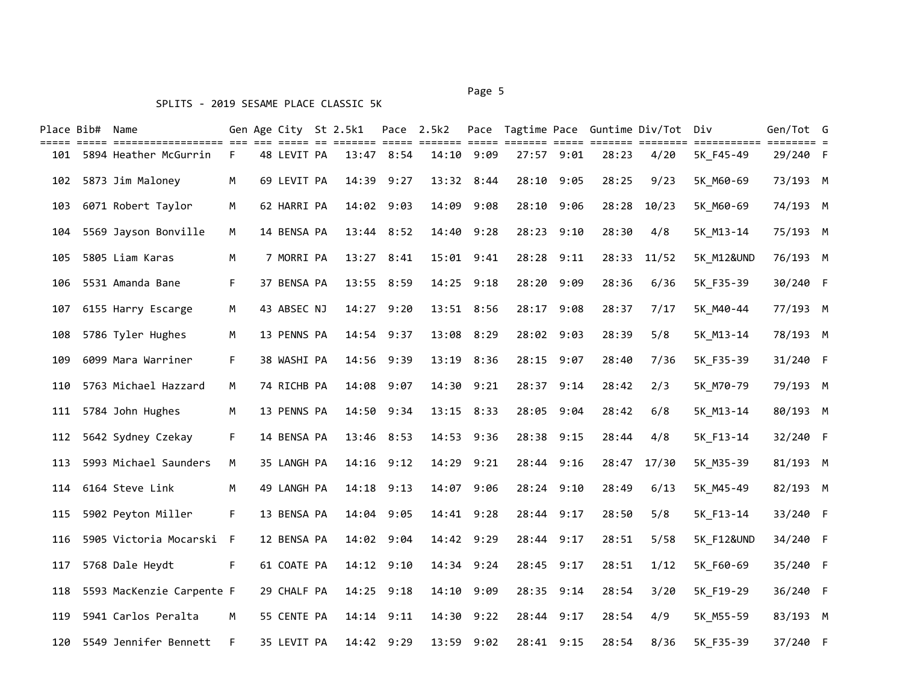SPLITS - 2019 SESAME PLACE CLASSIC 5K

| Place | Bib# | Name | Gen | Age | City | St | 2.5k1 | Pace | 2.5k2 | Pace | Tagtime | Pace | Guntime | Div/Tot | Div | Gen/Tot | G |
|---|---|---|---|---|---|---|---|---|---|---|---|---|---|---|---|---|---|
| 101 | 5894 | Heather McGurrin | F | 48 | LEVIT | PA | 13:47 | 8:54 | 14:10 | 9:09 | 27:57 | 9:01 | 28:23 | 4/20 | 5K_F45-49 | 29/240 | F |
| 102 | 5873 | Jim Maloney | M | 69 | LEVIT | PA | 14:39 | 9:27 | 13:32 | 8:44 | 28:10 | 9:05 | 28:25 | 9/23 | 5K_M60-69 | 73/193 | M |
| 103 | 6071 | Robert Taylor | M | 62 | HARRI | PA | 14:02 | 9:03 | 14:09 | 9:08 | 28:10 | 9:06 | 28:28 | 10/23 | 5K_M60-69 | 74/193 | M |
| 104 | 5569 | Jayson Bonville | M | 14 | BENSA | PA | 13:44 | 8:52 | 14:40 | 9:28 | 28:23 | 9:10 | 28:30 | 4/8 | 5K_M13-14 | 75/193 | M |
| 105 | 5805 | Liam Karas | M | 7 | MORRI | PA | 13:27 | 8:41 | 15:01 | 9:41 | 28:28 | 9:11 | 28:33 | 11/52 | 5K_M12&UND | 76/193 | M |
| 106 | 5531 | Amanda Bane | F | 37 | BENSA | PA | 13:55 | 8:59 | 14:25 | 9:18 | 28:20 | 9:09 | 28:36 | 6/36 | 5K_F35-39 | 30/240 | F |
| 107 | 6155 | Harry Escarge | M | 43 | ABSEC | NJ | 14:27 | 9:20 | 13:51 | 8:56 | 28:17 | 9:08 | 28:37 | 7/17 | 5K_M40-44 | 77/193 | M |
| 108 | 5786 | Tyler Hughes | M | 13 | PENNS | PA | 14:54 | 9:37 | 13:08 | 8:29 | 28:02 | 9:03 | 28:39 | 5/8 | 5K_M13-14 | 78/193 | M |
| 109 | 6099 | Mara Warriner | F | 38 | WASHI | PA | 14:56 | 9:39 | 13:19 | 8:36 | 28:15 | 9:07 | 28:40 | 7/36 | 5K_F35-39 | 31/240 | F |
| 110 | 5763 | Michael Hazzard | M | 74 | RICHB | PA | 14:08 | 9:07 | 14:30 | 9:21 | 28:37 | 9:14 | 28:42 | 2/3 | 5K_M70-79 | 79/193 | M |
| 111 | 5784 | John Hughes | M | 13 | PENNS | PA | 14:50 | 9:34 | 13:15 | 8:33 | 28:05 | 9:04 | 28:42 | 6/8 | 5K_M13-14 | 80/193 | M |
| 112 | 5642 | Sydney Czekay | F | 14 | BENSA | PA | 13:46 | 8:53 | 14:53 | 9:36 | 28:38 | 9:15 | 28:44 | 4/8 | 5K_F13-14 | 32/240 | F |
| 113 | 5993 | Michael Saunders | M | 35 | LANGH | PA | 14:16 | 9:12 | 14:29 | 9:21 | 28:44 | 9:16 | 28:47 | 17/30 | 5K_M35-39 | 81/193 | M |
| 114 | 6164 | Steve Link | M | 49 | LANGH | PA | 14:18 | 9:13 | 14:07 | 9:06 | 28:24 | 9:10 | 28:49 | 6/13 | 5K_M45-49 | 82/193 | M |
| 115 | 5902 | Peyton Miller | F | 13 | BENSA | PA | 14:04 | 9:05 | 14:41 | 9:28 | 28:44 | 9:17 | 28:50 | 5/8 | 5K_F13-14 | 33/240 | F |
| 116 | 5905 | Victoria Mocarski | F | 12 | BENSA | PA | 14:02 | 9:04 | 14:42 | 9:29 | 28:44 | 9:17 | 28:51 | 5/58 | 5K_F12&UND | 34/240 | F |
| 117 | 5768 | Dale Heydt | F | 61 | COATE | PA | 14:12 | 9:10 | 14:34 | 9:24 | 28:45 | 9:17 | 28:51 | 1/12 | 5K_F60-69 | 35/240 | F |
| 118 | 5593 | MacKenzie Carpente | F | 29 | CHALF | PA | 14:25 | 9:18 | 14:10 | 9:09 | 28:35 | 9:14 | 28:54 | 3/20 | 5K_F19-29 | 36/240 | F |
| 119 | 5941 | Carlos Peralta | M | 55 | CENTE | PA | 14:14 | 9:11 | 14:30 | 9:22 | 28:44 | 9:17 | 28:54 | 4/9 | 5K_M55-59 | 83/193 | M |
| 120 | 5549 | Jennifer Bennett | F | 35 | LEVIT | PA | 14:42 | 9:29 | 13:59 | 9:02 | 28:41 | 9:15 | 28:54 | 8/36 | 5K_F35-39 | 37/240 | F |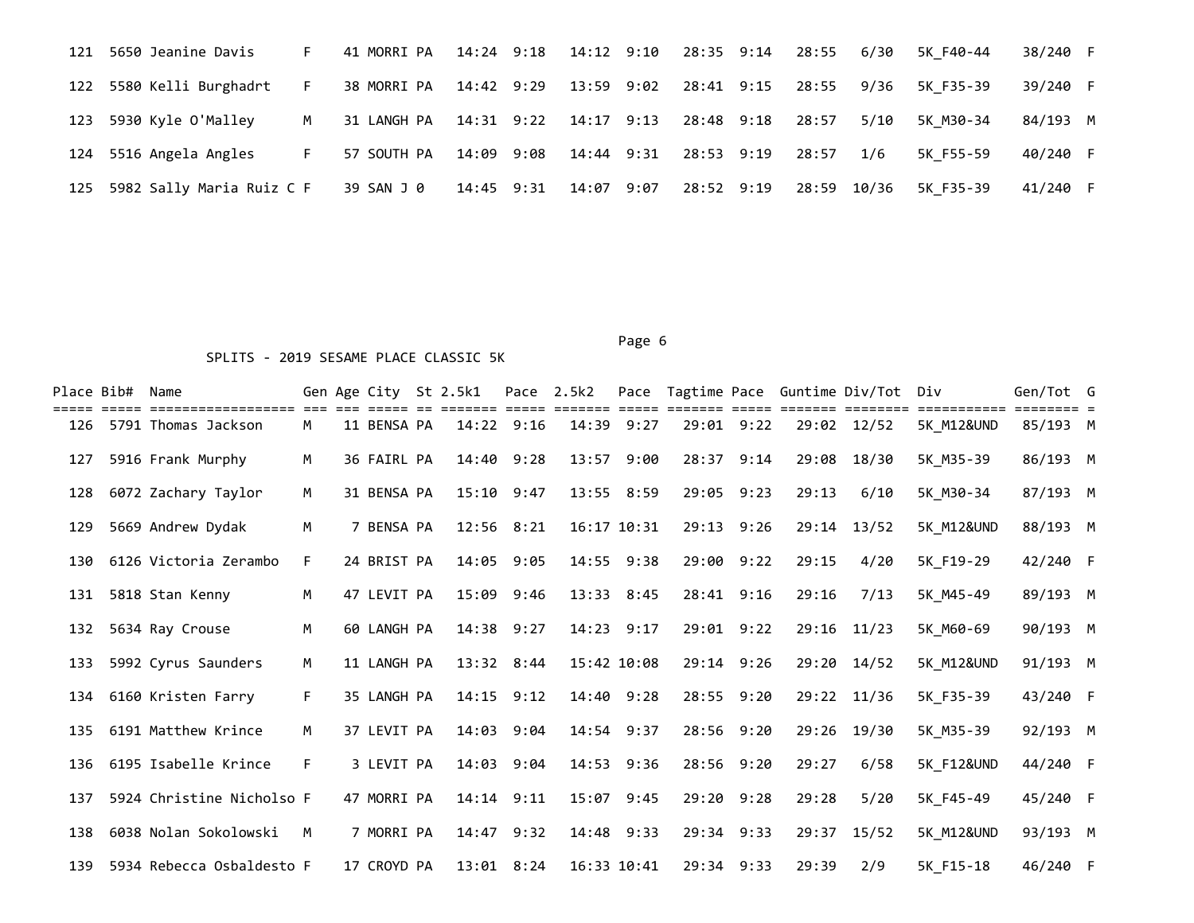| Place | Bib# | Name | Gen | Age | City | St | 2.5k1 | Pace | 2.5k2 | Pace | Tagtime | Pace | Guntime | Div/Tot | Div | Gen/Tot | G |
|---|---|---|---|---|---|---|---|---|---|---|---|---|---|---|---|---|---|
| 121 | 5650 | Jeanine Davis | F | 41 | MORRI | PA | 14:24 | 9:18 | 14:12 | 9:10 | 28:35 | 9:14 | 28:55 | 6/30 | 5K_F40-44 | 38/240 | F |
| 122 | 5580 | Kelli Burghadrt | F | 38 | MORRI | PA | 14:42 | 9:29 | 13:59 | 9:02 | 28:41 | 9:15 | 28:55 | 9/36 | 5K_F35-39 | 39/240 | F |
| 123 | 5930 | Kyle O'Malley | M | 31 | LANGH | PA | 14:31 | 9:22 | 14:17 | 9:13 | 28:48 | 9:18 | 28:57 | 5/10 | 5K_M30-34 | 84/193 | M |
| 124 | 5516 | Angela Angles | F | 57 | SOUTH | PA | 14:09 | 9:08 | 14:44 | 9:31 | 28:53 | 9:19 | 28:57 | 1/6 | 5K_F55-59 | 40/240 | F |
| 125 | 5982 | Sally Maria Ruiz C | F | 39 | SAN J | 0 | 14:45 | 9:31 | 14:07 | 9:07 | 28:52 | 9:19 | 28:59 | 10/36 | 5K_F35-39 | 41/240 | F |

SPLITS - 2019 SESAME PLACE CLASSIC 5K

| Place | Bib# | Name | Gen | Age | City | St | 2.5k1 | Pace | 2.5k2 | Pace | Tagtime | Pace | Guntime | Div/Tot | Div | Gen/Tot | G |
|---|---|---|---|---|---|---|---|---|---|---|---|---|---|---|---|---|---|
| 126 | 5791 | Thomas Jackson | M | 11 | BENSA | PA | 14:22 | 9:16 | 14:39 | 9:27 | 29:01 | 9:22 | 29:02 | 12/52 | 5K_M12&UND | 85/193 | M |
| 127 | 5916 | Frank Murphy | M | 36 | FAIRL | PA | 14:40 | 9:28 | 13:57 | 9:00 | 28:37 | 9:14 | 29:08 | 18/30 | 5K_M35-39 | 86/193 | M |
| 128 | 6072 | Zachary Taylor | M | 31 | BENSA | PA | 15:10 | 9:47 | 13:55 | 8:59 | 29:05 | 9:23 | 29:13 | 6/10 | 5K_M30-34 | 87/193 | M |
| 129 | 5669 | Andrew Dydak | M | 7 | BENSA | PA | 12:56 | 8:21 | 16:17 | 10:31 | 29:13 | 9:26 | 29:14 | 13/52 | 5K_M12&UND | 88/193 | M |
| 130 | 6126 | Victoria Zerambo | F | 24 | BRIST | PA | 14:05 | 9:05 | 14:55 | 9:38 | 29:00 | 9:22 | 29:15 | 4/20 | 5K_F19-29 | 42/240 | F |
| 131 | 5818 | Stan Kenny | M | 47 | LEVIT | PA | 15:09 | 9:46 | 13:33 | 8:45 | 28:41 | 9:16 | 29:16 | 7/13 | 5K_M45-49 | 89/193 | M |
| 132 | 5634 | Ray Crouse | M | 60 | LANGH | PA | 14:38 | 9:27 | 14:23 | 9:17 | 29:01 | 9:22 | 29:16 | 11/23 | 5K_M60-69 | 90/193 | M |
| 133 | 5992 | Cyrus Saunders | M | 11 | LANGH | PA | 13:32 | 8:44 | 15:42 | 10:08 | 29:14 | 9:26 | 29:20 | 14/52 | 5K_M12&UND | 91/193 | M |
| 134 | 6160 | Kristen Farry | F | 35 | LANGH | PA | 14:15 | 9:12 | 14:40 | 9:28 | 28:55 | 9:20 | 29:22 | 11/36 | 5K_F35-39 | 43/240 | F |
| 135 | 6191 | Matthew Krince | M | 37 | LEVIT | PA | 14:03 | 9:04 | 14:54 | 9:37 | 28:56 | 9:20 | 29:26 | 19/30 | 5K_M35-39 | 92/193 | M |
| 136 | 6195 | Isabelle Krince | F | 3 | LEVIT | PA | 14:03 | 9:04 | 14:53 | 9:36 | 28:56 | 9:20 | 29:27 | 6/58 | 5K_F12&UND | 44/240 | F |
| 137 | 5924 | Christine Nicholso | F | 47 | MORRI | PA | 14:14 | 9:11 | 15:07 | 9:45 | 29:20 | 9:28 | 29:28 | 5/20 | 5K_F45-49 | 45/240 | F |
| 138 | 6038 | Nolan Sokolowski | M | 7 | MORRI | PA | 14:47 | 9:32 | 14:48 | 9:33 | 29:34 | 9:33 | 29:37 | 15/52 | 5K_M12&UND | 93/193 | M |
| 139 | 5934 | Rebecca Osbaldesto | F | 17 | CROYD | PA | 13:01 | 8:24 | 16:33 | 10:41 | 29:34 | 9:33 | 29:39 | 2/9 | 5K_F15-18 | 46/240 | F |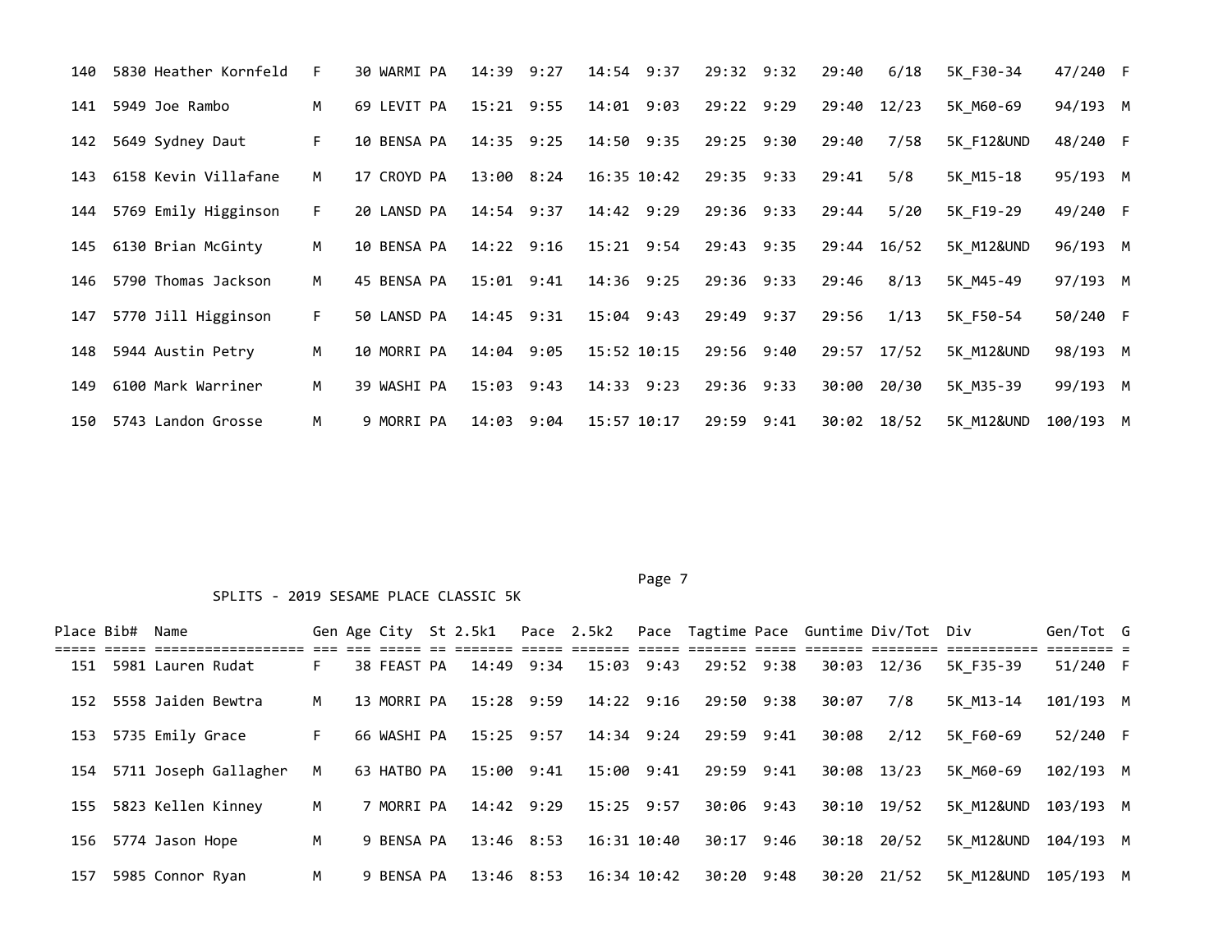| Place | Bib# | Name | Gen | Age | City | St | 2.5k1 | Pace | 2.5k2 | Pace | Tagtime | Pace | Guntime | Div/Tot | Div | Gen/Tot | G |
|---|---|---|---|---|---|---|---|---|---|---|---|---|---|---|---|---|---|
| 140 | 5830 | Heather Kornfeld | F | 30 | WARMI | PA | 14:39 | 9:27 | 14:54 | 9:37 | 29:32 | 9:32 | 29:40 | 6/18 | 5K_F30-34 | 47/240 | F |
| 141 | 5949 | Joe Rambo | M | 69 | LEVIT | PA | 15:21 | 9:55 | 14:01 | 9:03 | 29:22 | 9:29 | 29:40 | 12/23 | 5K_M60-69 | 94/193 | M |
| 142 | 5649 | Sydney Daut | F | 10 | BENSA | PA | 14:35 | 9:25 | 14:50 | 9:35 | 29:25 | 9:30 | 29:40 | 7/58 | 5K_F12&UND | 48/240 | F |
| 143 | 6158 | Kevin Villafane | M | 17 | CROYD | PA | 13:00 | 8:24 | 16:35 | 10:42 | 29:35 | 9:33 | 29:41 | 5/8 | 5K_M15-18 | 95/193 | M |
| 144 | 5769 | Emily Higginson | F | 20 | LANSD | PA | 14:54 | 9:37 | 14:42 | 9:29 | 29:36 | 9:33 | 29:44 | 5/20 | 5K_F19-29 | 49/240 | F |
| 145 | 6130 | Brian McGinty | M | 10 | BENSA | PA | 14:22 | 9:16 | 15:21 | 9:54 | 29:43 | 9:35 | 29:44 | 16/52 | 5K_M12&UND | 96/193 | M |
| 146 | 5790 | Thomas Jackson | M | 45 | BENSA | PA | 15:01 | 9:41 | 14:36 | 9:25 | 29:36 | 9:33 | 29:46 | 8/13 | 5K_M45-49 | 97/193 | M |
| 147 | 5770 | Jill Higginson | F | 50 | LANSD | PA | 14:45 | 9:31 | 15:04 | 9:43 | 29:49 | 9:37 | 29:56 | 1/13 | 5K_F50-54 | 50/240 | F |
| 148 | 5944 | Austin Petry | M | 10 | MORRI | PA | 14:04 | 9:05 | 15:52 | 10:15 | 29:56 | 9:40 | 29:57 | 17/52 | 5K_M12&UND | 98/193 | M |
| 149 | 6100 | Mark Warriner | M | 39 | WASHI | PA | 15:03 | 9:43 | 14:33 | 9:23 | 29:36 | 9:33 | 30:00 | 20/30 | 5K_M35-39 | 99/193 | M |
| 150 | 5743 | Landon Grosse | M | 9 | MORRI | PA | 14:03 | 9:04 | 15:57 | 10:17 | 29:59 | 9:41 | 30:02 | 18/52 | 5K_M12&UND | 100/193 | M |

SPLITS - 2019 SESAME PLACE CLASSIC 5K

| Place | Bib# | Name | Gen | Age | City | St | 2.5k1 | Pace | 2.5k2 | Pace | Tagtime | Pace | Guntime | Div/Tot | Div | Gen/Tot | G |
|---|---|---|---|---|---|---|---|---|---|---|---|---|---|---|---|---|---|
| 151 | 5981 | Lauren Rudat | F | 38 | FEAST | PA | 14:49 | 9:34 | 15:03 | 9:43 | 29:52 | 9:38 | 30:03 | 12/36 | 5K_F35-39 | 51/240 | F |
| 152 | 5558 | Jaiden Bewtra | M | 13 | MORRI | PA | 15:28 | 9:59 | 14:22 | 9:16 | 29:50 | 9:38 | 30:07 | 7/8 | 5K_M13-14 | 101/193 | M |
| 153 | 5735 | Emily Grace | F | 66 | WASHI | PA | 15:25 | 9:57 | 14:34 | 9:24 | 29:59 | 9:41 | 30:08 | 2/12 | 5K_F60-69 | 52/240 | F |
| 154 | 5711 | Joseph Gallagher | M | 63 | HATBO | PA | 15:00 | 9:41 | 15:00 | 9:41 | 29:59 | 9:41 | 30:08 | 13/23 | 5K_M60-69 | 102/193 | M |
| 155 | 5823 | Kellen Kinney | M | 7 | MORRI | PA | 14:42 | 9:29 | 15:25 | 9:57 | 30:06 | 9:43 | 30:10 | 19/52 | 5K_M12&UND | 103/193 | M |
| 156 | 5774 | Jason Hope | M | 9 | BENSA | PA | 13:46 | 8:53 | 16:31 | 10:40 | 30:17 | 9:46 | 30:18 | 20/52 | 5K_M12&UND | 104/193 | M |
| 157 | 5985 | Connor Ryan | M | 9 | BENSA | PA | 13:46 | 8:53 | 16:34 | 10:42 | 30:20 | 9:48 | 30:20 | 21/52 | 5K_M12&UND | 105/193 | M |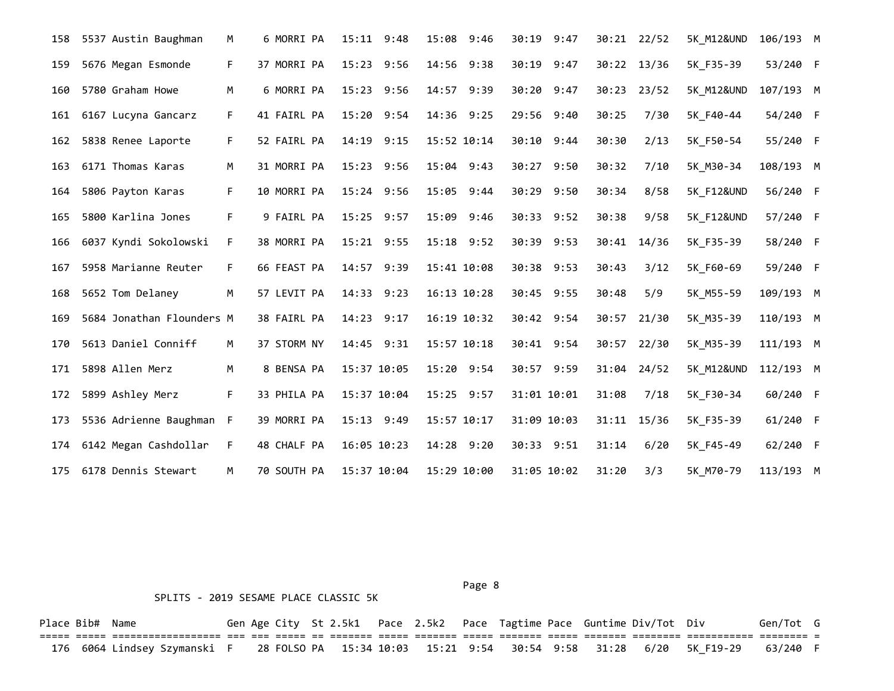| Place | Bib# | Name | Gen | Age | City | St | 2.5k1 | Pace | 2.5k2 | Pace | Tagtime | Pace | Guntime | Div/Tot | Div | Gen/Tot | G |
|---|---|---|---|---|---|---|---|---|---|---|---|---|---|---|---|---|---|
| 158 | 5537 | Austin Baughman | M | 6 | MORRI | PA | 15:11 | 9:48 | 15:08 | 9:46 | 30:19 | 9:47 | 30:21 | 22/52 | 5K_M12&UND | 106/193 | M |
| 159 | 5676 | Megan Esmonde | F | 37 | MORRI | PA | 15:23 | 9:56 | 14:56 | 9:38 | 30:19 | 9:47 | 30:22 | 13/36 | 5K_F35-39 | 53/240 | F |
| 160 | 5780 | Graham Howe | M | 6 | MORRI | PA | 15:23 | 9:56 | 14:57 | 9:39 | 30:20 | 9:47 | 30:23 | 23/52 | 5K_M12&UND | 107/193 | M |
| 161 | 6167 | Lucyna Gancarz | F | 41 | FAIRL | PA | 15:20 | 9:54 | 14:36 | 9:25 | 29:56 | 9:40 | 30:25 | 7/30 | 5K_F40-44 | 54/240 | F |
| 162 | 5838 | Renee Laporte | F | 52 | FAIRL | PA | 14:19 | 9:15 | 15:52 | 10:14 | 30:10 | 9:44 | 30:30 | 2/13 | 5K_F50-54 | 55/240 | F |
| 163 | 6171 | Thomas Karas | M | 31 | MORRI | PA | 15:23 | 9:56 | 15:04 | 9:43 | 30:27 | 9:50 | 30:32 | 7/10 | 5K_M30-34 | 108/193 | M |
| 164 | 5806 | Payton Karas | F | 10 | MORRI | PA | 15:24 | 9:56 | 15:05 | 9:44 | 30:29 | 9:50 | 30:34 | 8/58 | 5K_F12&UND | 56/240 | F |
| 165 | 5800 | Karlina Jones | F | 9 | FAIRL | PA | 15:25 | 9:57 | 15:09 | 9:46 | 30:33 | 9:52 | 30:38 | 9/58 | 5K_F12&UND | 57/240 | F |
| 166 | 6037 | Kyndi Sokolowski | F | 38 | MORRI | PA | 15:21 | 9:55 | 15:18 | 9:52 | 30:39 | 9:53 | 30:41 | 14/36 | 5K_F35-39 | 58/240 | F |
| 167 | 5958 | Marianne Reuter | F | 66 | FEAST | PA | 14:57 | 9:39 | 15:41 | 10:08 | 30:38 | 9:53 | 30:43 | 3/12 | 5K_F60-69 | 59/240 | F |
| 168 | 5652 | Tom Delaney | M | 57 | LEVIT | PA | 14:33 | 9:23 | 16:13 | 10:28 | 30:45 | 9:55 | 30:48 | 5/9 | 5K_M55-59 | 109/193 | M |
| 169 | 5684 | Jonathan Flounders | M | 38 | FAIRL | PA | 14:23 | 9:17 | 16:19 | 10:32 | 30:42 | 9:54 | 30:57 | 21/30 | 5K_M35-39 | 110/193 | M |
| 170 | 5613 | Daniel Conniff | M | 37 | STORM | NY | 14:45 | 9:31 | 15:57 | 10:18 | 30:41 | 9:54 | 30:57 | 22/30 | 5K_M35-39 | 111/193 | M |
| 171 | 5898 | Allen Merz | M | 8 | BENSA | PA | 15:37 | 10:05 | 15:20 | 9:54 | 30:57 | 9:59 | 31:04 | 24/52 | 5K_M12&UND | 112/193 | M |
| 172 | 5899 | Ashley Merz | F | 33 | PHILA | PA | 15:37 | 10:04 | 15:25 | 9:57 | 31:01 | 10:01 | 31:08 | 7/18 | 5K_F30-34 | 60/240 | F |
| 173 | 5536 | Adrienne Baughman | F | 39 | MORRI | PA | 15:13 | 9:49 | 15:57 | 10:17 | 31:09 | 10:03 | 31:11 | 15/36 | 5K_F35-39 | 61/240 | F |
| 174 | 6142 | Megan Cashdollar | F | 48 | CHALF | PA | 16:05 | 10:23 | 14:28 | 9:20 | 30:33 | 9:51 | 31:14 | 6/20 | 5K_F45-49 | 62/240 | F |
| 175 | 6178 | Dennis Stewart | M | 70 | SOUTH | PA | 15:37 | 10:04 | 15:29 | 10:00 | 31:05 | 10:02 | 31:20 | 3/3 | 5K_M70-79 | 113/193 | M |

SPLITS - 2019 SESAME PLACE CLASSIC 5K

| Place | Bib# | Name | Gen | Age | City | St | 2.5k1 | Pace | 2.5k2 | Pace | Tagtime | Pace | Guntime | Div/Tot | Div | Gen/Tot | G |
|---|---|---|---|---|---|---|---|---|---|---|---|---|---|---|---|---|---|
| 176 | 6064 | Lindsey Szymanski | F | 28 | FOLSO | PA | 15:34 | 10:03 | 15:21 | 9:54 | 30:54 | 9:58 | 31:28 | 6/20 | 5K_F19-29 | 63/240 | F |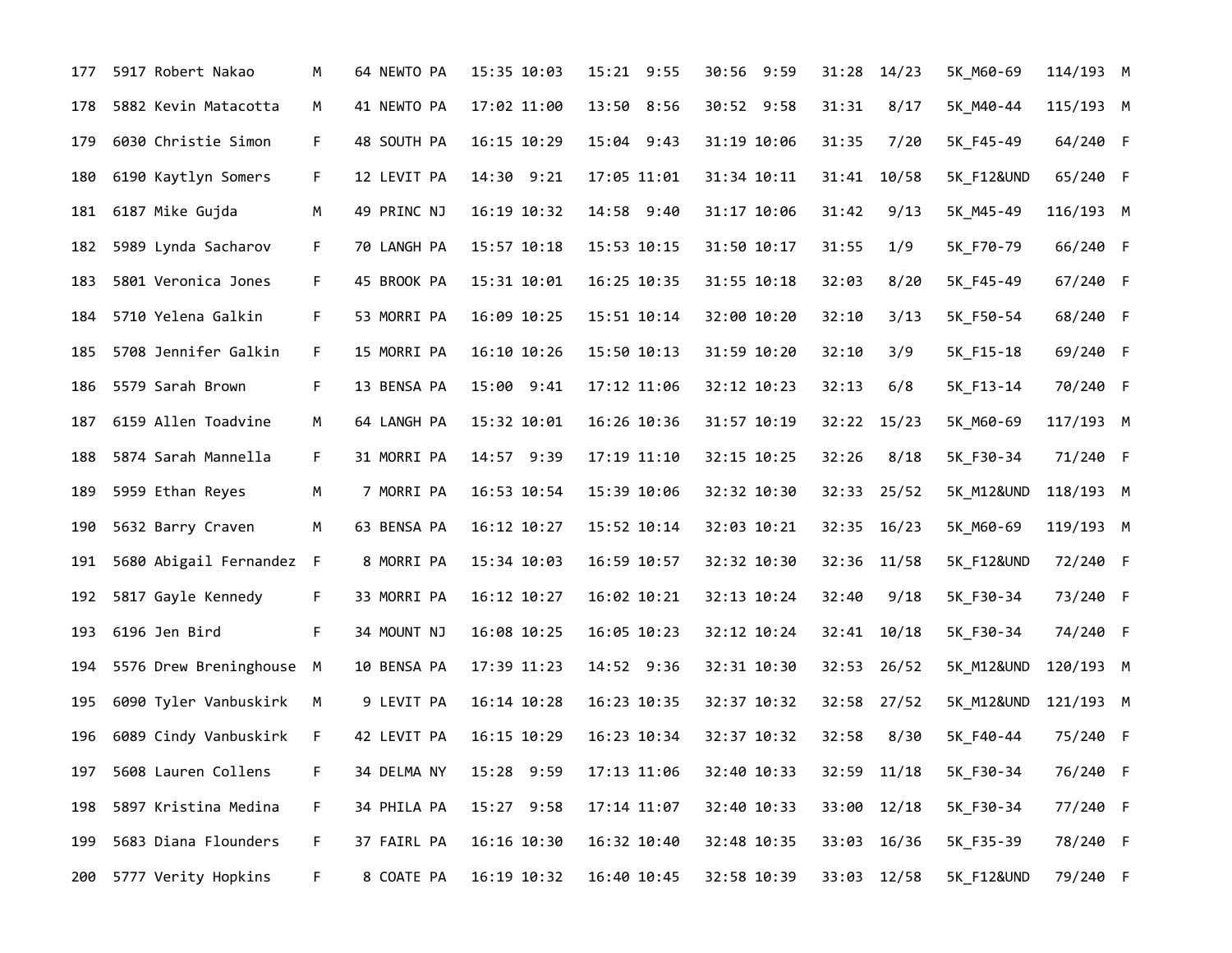| | | | | | | | | | | | | | | | |
|---|---|---|---|---|---|---|---|---|---|---|---|---|---|---|---|
| 177 | 5917 | Robert Nakao | M | 64 | NEWTO PA | 15:35 | 10:03 | 15:21 | 9:55 | 30:56 | 9:59 | 31:28 | 14/23 | 5K_M60-69 | 114/193 M |
| 178 | 5882 | Kevin Matacotta | M | 41 | NEWTO PA | 17:02 | 11:00 | 13:50 | 8:56 | 30:52 | 9:58 | 31:31 | 8/17 | 5K_M40-44 | 115/193 M |
| 179 | 6030 | Christie Simon | F | 48 | SOUTH PA | 16:15 | 10:29 | 15:04 | 9:43 | 31:19 | 10:06 | 31:35 | 7/20 | 5K_F45-49 | 64/240 F |
| 180 | 6190 | Kaytlyn Somers | F | 12 | LEVIT PA | 14:30 | 9:21 | 17:05 | 11:01 | 31:34 | 10:11 | 31:41 | 10/58 | 5K_F12&UND | 65/240 F |
| 181 | 6187 | Mike Gujda | M | 49 | PRINC NJ | 16:19 | 10:32 | 14:58 | 9:40 | 31:17 | 10:06 | 31:42 | 9/13 | 5K_M45-49 | 116/193 M |
| 182 | 5989 | Lynda Sacharov | F | 70 | LANGH PA | 15:57 | 10:18 | 15:53 | 10:15 | 31:50 | 10:17 | 31:55 | 1/9 | 5K_F70-79 | 66/240 F |
| 183 | 5801 | Veronica Jones | F | 45 | BROOK PA | 15:31 | 10:01 | 16:25 | 10:35 | 31:55 | 10:18 | 32:03 | 8/20 | 5K_F45-49 | 67/240 F |
| 184 | 5710 | Yelena Galkin | F | 53 | MORRI PA | 16:09 | 10:25 | 15:51 | 10:14 | 32:00 | 10:20 | 32:10 | 3/13 | 5K_F50-54 | 68/240 F |
| 185 | 5708 | Jennifer Galkin | F | 15 | MORRI PA | 16:10 | 10:26 | 15:50 | 10:13 | 31:59 | 10:20 | 32:10 | 3/9 | 5K_F15-18 | 69/240 F |
| 186 | 5579 | Sarah Brown | F | 13 | BENSA PA | 15:00 | 9:41 | 17:12 | 11:06 | 32:12 | 10:23 | 32:13 | 6/8 | 5K_F13-14 | 70/240 F |
| 187 | 6159 | Allen Toadvine | M | 64 | LANGH PA | 15:32 | 10:01 | 16:26 | 10:36 | 31:57 | 10:19 | 32:22 | 15/23 | 5K_M60-69 | 117/193 M |
| 188 | 5874 | Sarah Mannella | F | 31 | MORRI PA | 14:57 | 9:39 | 17:19 | 11:10 | 32:15 | 10:25 | 32:26 | 8/18 | 5K_F30-34 | 71/240 F |
| 189 | 5959 | Ethan Reyes | M | 7 | MORRI PA | 16:53 | 10:54 | 15:39 | 10:06 | 32:32 | 10:30 | 32:33 | 25/52 | 5K_M12&UND | 118/193 M |
| 190 | 5632 | Barry Craven | M | 63 | BENSA PA | 16:12 | 10:27 | 15:52 | 10:14 | 32:03 | 10:21 | 32:35 | 16/23 | 5K_M60-69 | 119/193 M |
| 191 | 5680 | Abigail Fernandez | F | 8 | MORRI PA | 15:34 | 10:03 | 16:59 | 10:57 | 32:32 | 10:30 | 32:36 | 11/58 | 5K_F12&UND | 72/240 F |
| 192 | 5817 | Gayle Kennedy | F | 33 | MORRI PA | 16:12 | 10:27 | 16:02 | 10:21 | 32:13 | 10:24 | 32:40 | 9/18 | 5K_F30-34 | 73/240 F |
| 193 | 6196 | Jen Bird | F | 34 | MOUNT NJ | 16:08 | 10:25 | 16:05 | 10:23 | 32:12 | 10:24 | 32:41 | 10/18 | 5K_F30-34 | 74/240 F |
| 194 | 5576 | Drew Breninghouse | M | 10 | BENSA PA | 17:39 | 11:23 | 14:52 | 9:36 | 32:31 | 10:30 | 32:53 | 26/52 | 5K_M12&UND | 120/193 M |
| 195 | 6090 | Tyler Vanbuskirk | M | 9 | LEVIT PA | 16:14 | 10:28 | 16:23 | 10:35 | 32:37 | 10:32 | 32:58 | 27/52 | 5K_M12&UND | 121/193 M |
| 196 | 6089 | Cindy Vanbuskirk | F | 42 | LEVIT PA | 16:15 | 10:29 | 16:23 | 10:34 | 32:37 | 10:32 | 32:58 | 8/30 | 5K_F40-44 | 75/240 F |
| 197 | 5608 | Lauren Collens | F | 34 | DELMA NY | 15:28 | 9:59 | 17:13 | 11:06 | 32:40 | 10:33 | 32:59 | 11/18 | 5K_F30-34 | 76/240 F |
| 198 | 5897 | Kristina Medina | F | 34 | PHILA PA | 15:27 | 9:58 | 17:14 | 11:07 | 32:40 | 10:33 | 33:00 | 12/18 | 5K_F30-34 | 77/240 F |
| 199 | 5683 | Diana Flounders | F | 37 | FAIRL PA | 16:16 | 10:30 | 16:32 | 10:40 | 32:48 | 10:35 | 33:03 | 16/36 | 5K_F35-39 | 78/240 F |
| 200 | 5777 | Verity Hopkins | F | 8 | COATE PA | 16:19 | 10:32 | 16:40 | 10:45 | 32:58 | 10:39 | 33:03 | 12/58 | 5K_F12&UND | 79/240 F |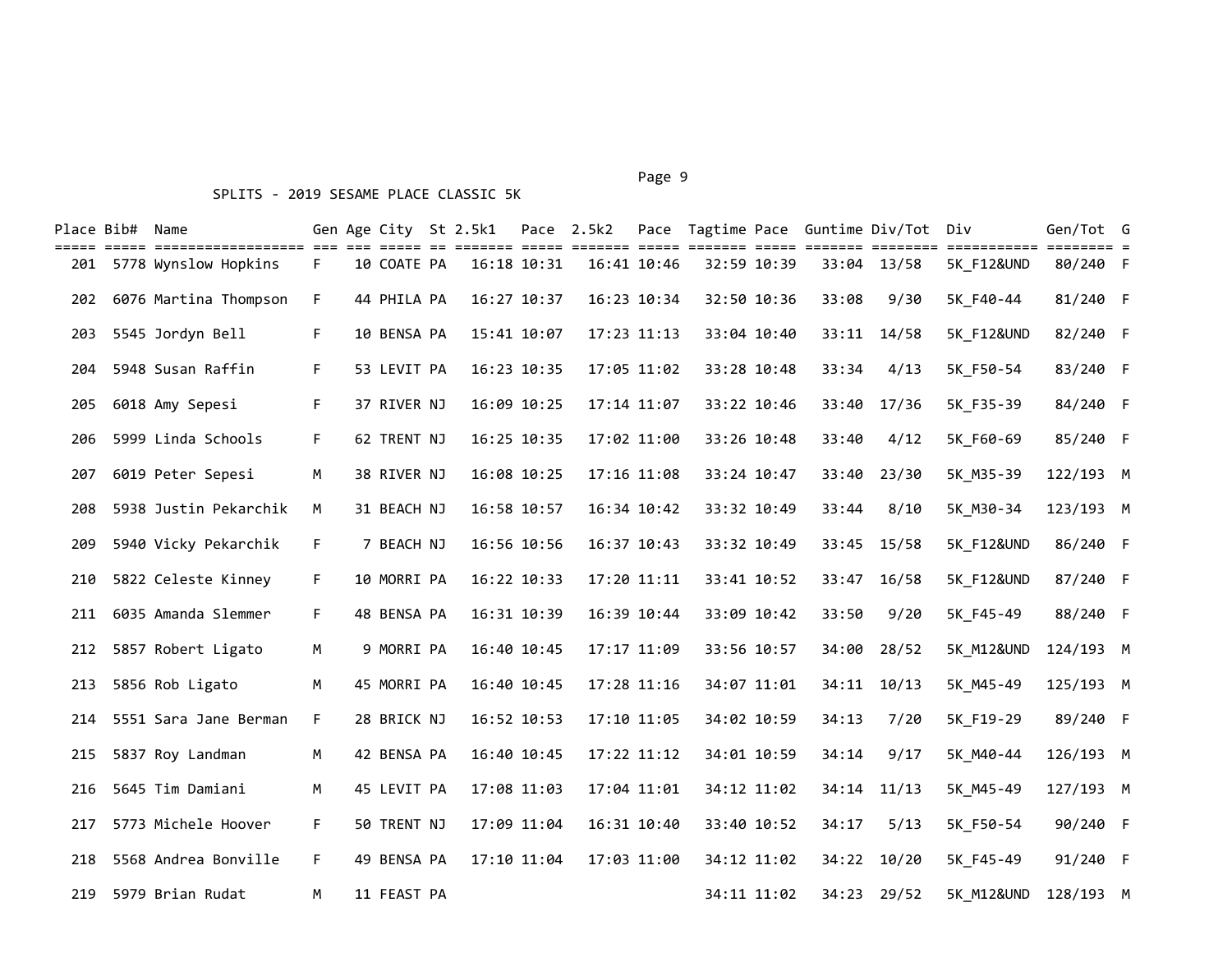SPLITS - 2019 SESAME PLACE CLASSIC 5K

| Place | Bib# | Name | Gen | Age | City | St | 2.5k1 | Pace | 2.5k2 | Pace | Tagtime | Pace | Guntime | Div/Tot | Div | Gen/Tot | G |
|---|---|---|---|---|---|---|---|---|---|---|---|---|---|---|---|---|---|
| 201 | 5778 | Wynslow Hopkins | F | 10 | COATE | PA | 16:18 | 10:31 | 16:41 | 10:46 | 32:59 | 10:39 | 33:04 | 13/58 | 5K_F12&UND | 80/240 | F |
| 202 | 6076 | Martina Thompson | F | 44 | PHILA | PA | 16:27 | 10:37 | 16:23 | 10:34 | 32:50 | 10:36 | 33:08 | 9/30 | 5K_F40-44 | 81/240 | F |
| 203 | 5545 | Jordyn Bell | F | 10 | BENSA | PA | 15:41 | 10:07 | 17:23 | 11:13 | 33:04 | 10:40 | 33:11 | 14/58 | 5K_F12&UND | 82/240 | F |
| 204 | 5948 | Susan Raffin | F | 53 | LEVIT | PA | 16:23 | 10:35 | 17:05 | 11:02 | 33:28 | 10:48 | 33:34 | 4/13 | 5K_F50-54 | 83/240 | F |
| 205 | 6018 | Amy Sepesi | F | 37 | RIVER | NJ | 16:09 | 10:25 | 17:14 | 11:07 | 33:22 | 10:46 | 33:40 | 17/36 | 5K_F35-39 | 84/240 | F |
| 206 | 5999 | Linda Schools | F | 62 | TRENT | NJ | 16:25 | 10:35 | 17:02 | 11:00 | 33:26 | 10:48 | 33:40 | 4/12 | 5K_F60-69 | 85/240 | F |
| 207 | 6019 | Peter Sepesi | M | 38 | RIVER | NJ | 16:08 | 10:25 | 17:16 | 11:08 | 33:24 | 10:47 | 33:40 | 23/30 | 5K_M35-39 | 122/193 | M |
| 208 | 5938 | Justin Pekarchik | M | 31 | BEACH | NJ | 16:58 | 10:57 | 16:34 | 10:42 | 33:32 | 10:49 | 33:44 | 8/10 | 5K_M30-34 | 123/193 | M |
| 209 | 5940 | Vicky Pekarchik | F | 7 | BEACH | NJ | 16:56 | 10:56 | 16:37 | 10:43 | 33:32 | 10:49 | 33:45 | 15/58 | 5K_F12&UND | 86/240 | F |
| 210 | 5822 | Celeste Kinney | F | 10 | MORRI | PA | 16:22 | 10:33 | 17:20 | 11:11 | 33:41 | 10:52 | 33:47 | 16/58 | 5K_F12&UND | 87/240 | F |
| 211 | 6035 | Amanda Slemmer | F | 48 | BENSA | PA | 16:31 | 10:39 | 16:39 | 10:44 | 33:09 | 10:42 | 33:50 | 9/20 | 5K_F45-49 | 88/240 | F |
| 212 | 5857 | Robert Ligato | M | 9 | MORRI | PA | 16:40 | 10:45 | 17:17 | 11:09 | 33:56 | 10:57 | 34:00 | 28/52 | 5K_M12&UND | 124/193 | M |
| 213 | 5856 | Rob Ligato | M | 45 | MORRI | PA | 16:40 | 10:45 | 17:28 | 11:16 | 34:07 | 11:01 | 34:11 | 10/13 | 5K_M45-49 | 125/193 | M |
| 214 | 5551 | Sara Jane Berman | F | 28 | BRICK | NJ | 16:52 | 10:53 | 17:10 | 11:05 | 34:02 | 10:59 | 34:13 | 7/20 | 5K_F19-29 | 89/240 | F |
| 215 | 5837 | Roy Landman | M | 42 | BENSA | PA | 16:40 | 10:45 | 17:22 | 11:12 | 34:01 | 10:59 | 34:14 | 9/17 | 5K_M40-44 | 126/193 | M |
| 216 | 5645 | Tim Damiani | M | 45 | LEVIT | PA | 17:08 | 11:03 | 17:04 | 11:01 | 34:12 | 11:02 | 34:14 | 11/13 | 5K_M45-49 | 127/193 | M |
| 217 | 5773 | Michele Hoover | F | 50 | TRENT | NJ | 17:09 | 11:04 | 16:31 | 10:40 | 33:40 | 10:52 | 34:17 | 5/13 | 5K_F50-54 | 90/240 | F |
| 218 | 5568 | Andrea Bonville | F | 49 | BENSA | PA | 17:10 | 11:04 | 17:03 | 11:00 | 34:12 | 11:02 | 34:22 | 10/20 | 5K_F45-49 | 91/240 | F |
| 219 | 5979 | Brian Rudat | M | 11 | FEAST | PA | | | | | 34:11 | 11:02 | 34:23 | 29/52 | 5K_M12&UND | 128/193 | M |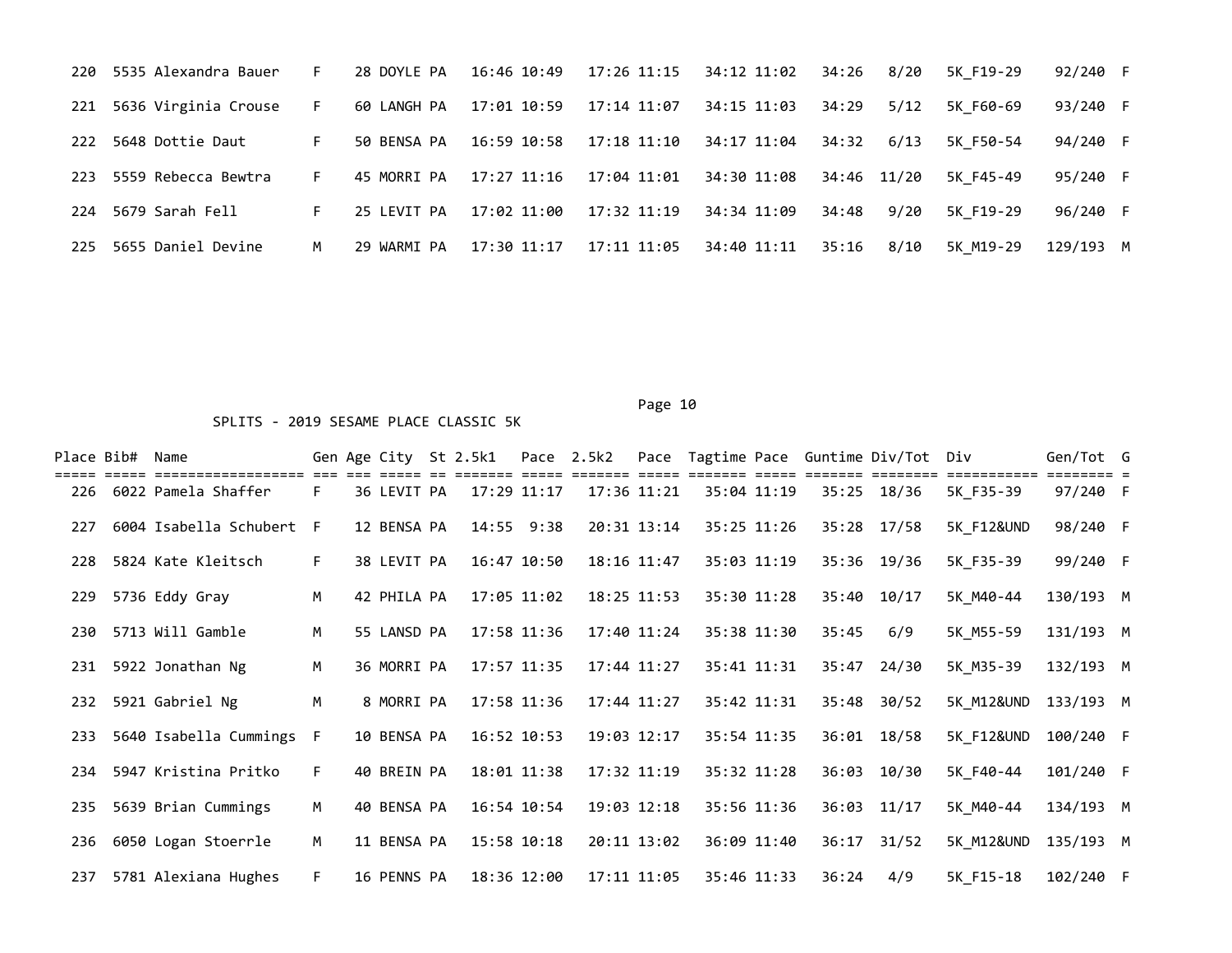| Place | Bib# | Name | Gen | Age | City | St | 2.5k1 | Pace | 2.5k2 | Pace | Tagtime | Pace | Guntime | Div/Tot | Div | Gen/Tot | G |
|---|---|---|---|---|---|---|---|---|---|---|---|---|---|---|---|---|---|
| 220 | 5535 | Alexandra Bauer | F | 28 | DOYLE | PA | 16:46 | 10:49 | 17:26 | 11:15 | 34:12 | 11:02 | 34:26 | 8/20 | 5K_F19-29 | 92/240 | F |
| 221 | 5636 | Virginia Crouse | F | 60 | LANGH | PA | 17:01 | 10:59 | 17:14 | 11:07 | 34:15 | 11:03 | 34:29 | 5/12 | 5K_F60-69 | 93/240 | F |
| 222 | 5648 | Dottie Daut | F | 50 | BENSA | PA | 16:59 | 10:58 | 17:18 | 11:10 | 34:17 | 11:04 | 34:32 | 6/13 | 5K_F50-54 | 94/240 | F |
| 223 | 5559 | Rebecca Bewtra | F | 45 | MORRI | PA | 17:27 | 11:16 | 17:04 | 11:01 | 34:30 | 11:08 | 34:46 | 11/20 | 5K_F45-49 | 95/240 | F |
| 224 | 5679 | Sarah Fell | F | 25 | LEVIT | PA | 17:02 | 11:00 | 17:32 | 11:19 | 34:34 | 11:09 | 34:48 | 9/20 | 5K_F19-29 | 96/240 | F |
| 225 | 5655 | Daniel Devine | M | 29 | WARMI | PA | 17:30 | 11:17 | 17:11 | 11:05 | 34:40 | 11:11 | 35:16 | 8/10 | 5K_M19-29 | 129/193 | M |

SPLITS - 2019 SESAME PLACE CLASSIC 5K

| Place | Bib# | Name | Gen | Age | City | St | 2.5k1 | Pace | 2.5k2 | Pace | Tagtime | Pace | Guntime | Div/Tot | Div | Gen/Tot | G |
|---|---|---|---|---|---|---|---|---|---|---|---|---|---|---|---|---|---|
| 226 | 6022 | Pamela Shaffer | F | 36 | LEVIT | PA | 17:29 | 11:17 | 17:36 | 11:21 | 35:04 | 11:19 | 35:25 | 18/36 | 5K_F35-39 | 97/240 | F |
| 227 | 6004 | Isabella Schubert | F | 12 | BENSA | PA | 14:55 | 9:38 | 20:31 | 13:14 | 35:25 | 11:26 | 35:28 | 17/58 | 5K_F12&UND | 98/240 | F |
| 228 | 5824 | Kate Kleitsch | F | 38 | LEVIT | PA | 16:47 | 10:50 | 18:16 | 11:47 | 35:03 | 11:19 | 35:36 | 19/36 | 5K_F35-39 | 99/240 | F |
| 229 | 5736 | Eddy Gray | M | 42 | PHILA | PA | 17:05 | 11:02 | 18:25 | 11:53 | 35:30 | 11:28 | 35:40 | 10/17 | 5K_M40-44 | 130/193 | M |
| 230 | 5713 | Will Gamble | M | 55 | LANSD | PA | 17:58 | 11:36 | 17:40 | 11:24 | 35:38 | 11:30 | 35:45 | 6/9 | 5K_M55-59 | 131/193 | M |
| 231 | 5922 | Jonathan Ng | M | 36 | MORRI | PA | 17:57 | 11:35 | 17:44 | 11:27 | 35:41 | 11:31 | 35:47 | 24/30 | 5K_M35-39 | 132/193 | M |
| 232 | 5921 | Gabriel Ng | M | 8 | MORRI | PA | 17:58 | 11:36 | 17:44 | 11:27 | 35:42 | 11:31 | 35:48 | 30/52 | 5K_M12&UND | 133/193 | M |
| 233 | 5640 | Isabella Cummings | F | 10 | BENSA | PA | 16:52 | 10:53 | 19:03 | 12:17 | 35:54 | 11:35 | 36:01 | 18/58 | 5K_F12&UND | 100/240 | F |
| 234 | 5947 | Kristina Pritko | F | 40 | BREIN | PA | 18:01 | 11:38 | 17:32 | 11:19 | 35:32 | 11:28 | 36:03 | 10/30 | 5K_F40-44 | 101/240 | F |
| 235 | 5639 | Brian Cummings | M | 40 | BENSA | PA | 16:54 | 10:54 | 19:03 | 12:18 | 35:56 | 11:36 | 36:03 | 11/17 | 5K_M40-44 | 134/193 | M |
| 236 | 6050 | Logan Stoerrle | M | 11 | BENSA | PA | 15:58 | 10:18 | 20:11 | 13:02 | 36:09 | 11:40 | 36:17 | 31/52 | 5K_M12&UND | 135/193 | M |
| 237 | 5781 | Alexiana Hughes | F | 16 | PENNS | PA | 18:36 | 12:00 | 17:11 | 11:05 | 35:46 | 11:33 | 36:24 | 4/9 | 5K_F15-18 | 102/240 | F |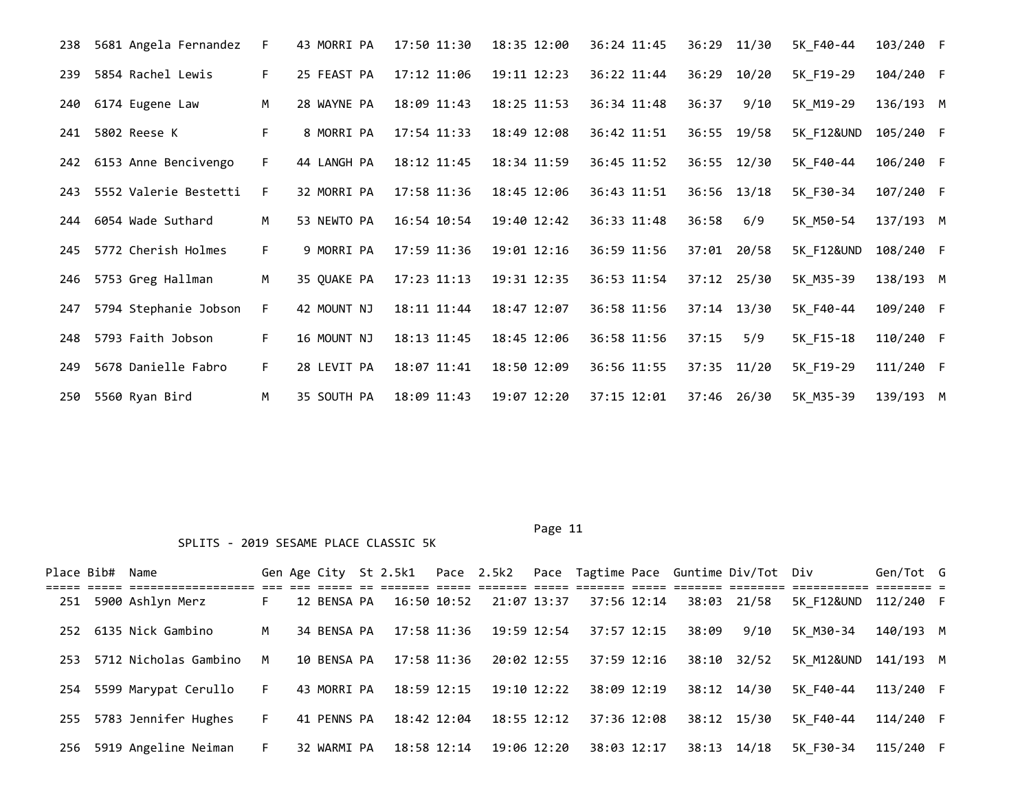| Place | Bib# | Name | Gen | Age | City | St | 2.5k1 | Pace | 2.5k2 | Pace | Tagtime | Pace | Guntime | Div/Tot | Div | Gen/Tot | G |
|---|---|---|---|---|---|---|---|---|---|---|---|---|---|---|---|---|---|
| 238 | 5681 | Angela Fernandez | F | 43 | MORRI | PA | 17:50 | 11:30 | 18:35 | 12:00 | 36:24 | 11:45 | 36:29 | 11/30 | 5K_F40-44 | 103/240 | F |
| 239 | 5854 | Rachel Lewis | F | 25 | FEAST | PA | 17:12 | 11:06 | 19:11 | 12:23 | 36:22 | 11:44 | 36:29 | 10/20 | 5K_F19-29 | 104/240 | F |
| 240 | 6174 | Eugene Law | M | 28 | WAYNE | PA | 18:09 | 11:43 | 18:25 | 11:53 | 36:34 | 11:48 | 36:37 | 9/10 | 5K_M19-29 | 136/193 | M |
| 241 | 5802 | Reese K | F | 8 | MORRI | PA | 17:54 | 11:33 | 18:49 | 12:08 | 36:42 | 11:51 | 36:55 | 19/58 | 5K_F12&UND | 105/240 | F |
| 242 | 6153 | Anne Bencivengo | F | 44 | LANGH | PA | 18:12 | 11:45 | 18:34 | 11:59 | 36:45 | 11:52 | 36:55 | 12/30 | 5K_F40-44 | 106/240 | F |
| 243 | 5552 | Valerie Bestetti | F | 32 | MORRI | PA | 17:58 | 11:36 | 18:45 | 12:06 | 36:43 | 11:51 | 36:56 | 13/18 | 5K_F30-34 | 107/240 | F |
| 244 | 6054 | Wade Suthard | M | 53 | NEWTO | PA | 16:54 | 10:54 | 19:40 | 12:42 | 36:33 | 11:48 | 36:58 | 6/9 | 5K_M50-54 | 137/193 | M |
| 245 | 5772 | Cherish Holmes | F | 9 | MORRI | PA | 17:59 | 11:36 | 19:01 | 12:16 | 36:59 | 11:56 | 37:01 | 20/58 | 5K_F12&UND | 108/240 | F |
| 246 | 5753 | Greg Hallman | M | 35 | QUAKE | PA | 17:23 | 11:13 | 19:31 | 12:35 | 36:53 | 11:54 | 37:12 | 25/30 | 5K_M35-39 | 138/193 | M |
| 247 | 5794 | Stephanie Jobson | F | 42 | MOUNT | NJ | 18:11 | 11:44 | 18:47 | 12:07 | 36:58 | 11:56 | 37:14 | 13/30 | 5K_F40-44 | 109/240 | F |
| 248 | 5793 | Faith Jobson | F | 16 | MOUNT | NJ | 18:13 | 11:45 | 18:45 | 12:06 | 36:58 | 11:56 | 37:15 | 5/9 | 5K_F15-18 | 110/240 | F |
| 249 | 5678 | Danielle Fabro | F | 28 | LEVIT | PA | 18:07 | 11:41 | 18:50 | 12:09 | 36:56 | 11:55 | 37:35 | 11/20 | 5K_F19-29 | 111/240 | F |
| 250 | 5560 | Ryan Bird | M | 35 | SOUTH | PA | 18:09 | 11:43 | 19:07 | 12:20 | 37:15 | 12:01 | 37:46 | 26/30 | 5K_M35-39 | 139/193 | M |

SPLITS - 2019 SESAME PLACE CLASSIC 5K

| Place | Bib# | Name | Gen | Age | City | St | 2.5k1 | Pace | 2.5k2 | Pace | Tagtime | Pace | Guntime | Div/Tot | Div | Gen/Tot | G |
|---|---|---|---|---|---|---|---|---|---|---|---|---|---|---|---|---|---|
| 251 | 5900 | Ashlyn Merz | F | 12 | BENSA | PA | 16:50 | 10:52 | 21:07 | 13:37 | 37:56 | 12:14 | 38:03 | 21/58 | 5K_F12&UND | 112/240 | F |
| 252 | 6135 | Nick Gambino | M | 34 | BENSA | PA | 17:58 | 11:36 | 19:59 | 12:54 | 37:57 | 12:15 | 38:09 | 9/10 | 5K_M30-34 | 140/193 | M |
| 253 | 5712 | Nicholas Gambino | M | 10 | BENSA | PA | 17:58 | 11:36 | 20:02 | 12:55 | 37:59 | 12:16 | 38:10 | 32/52 | 5K_M12&UND | 141/193 | M |
| 254 | 5599 | Marypat Cerullo | F | 43 | MORRI | PA | 18:59 | 12:15 | 19:10 | 12:22 | 38:09 | 12:19 | 38:12 | 14/30 | 5K_F40-44 | 113/240 | F |
| 255 | 5783 | Jennifer Hughes | F | 41 | PENNS | PA | 18:42 | 12:04 | 18:55 | 12:12 | 37:36 | 12:08 | 38:12 | 15/30 | 5K_F40-44 | 114/240 | F |
| 256 | 5919 | Angeline Neiman | F | 32 | WARMI | PA | 18:58 | 12:14 | 19:06 | 12:20 | 38:03 | 12:17 | 38:13 | 14/18 | 5K_F30-34 | 115/240 | F |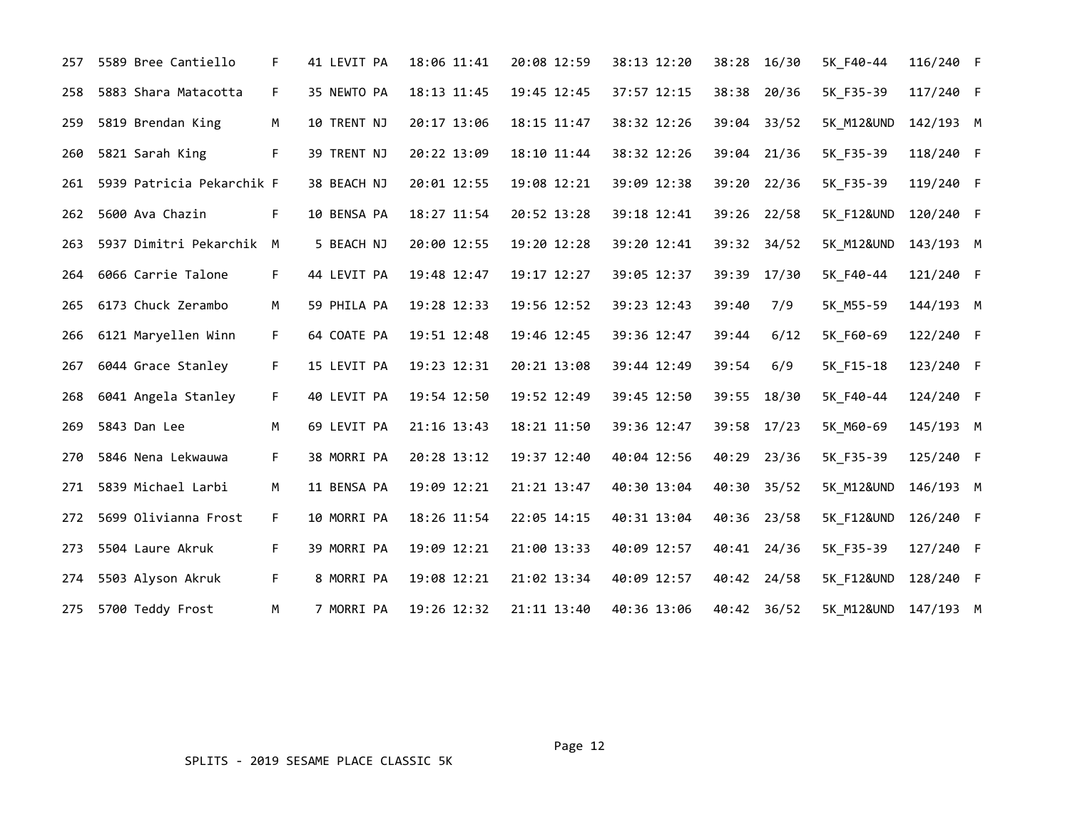| | | | | | | | | | | | | | | | | |
|---|---|---|---|---|---|---|---|---|---|---|---|---|---|---|---|---|
| 257 | 5589 | Bree Cantiello | F | 41 | LEVIT PA | 18:06 | 11:41 | 20:08 | 12:59 | 38:13 | 12:20 | 38:28 | 16/30 | 5K_F40-44 | 116/240 | F |
| 258 | 5883 | Shara Matacotta | F | 35 | NEWTO PA | 18:13 | 11:45 | 19:45 | 12:45 | 37:57 | 12:15 | 38:38 | 20/36 | 5K_F35-39 | 117/240 | F |
| 259 | 5819 | Brendan King | M | 10 | TRENT NJ | 20:17 | 13:06 | 18:15 | 11:47 | 38:32 | 12:26 | 39:04 | 33/52 | 5K_M12&UND | 142/193 | M |
| 260 | 5821 | Sarah King | F | 39 | TRENT NJ | 20:22 | 13:09 | 18:10 | 11:44 | 38:32 | 12:26 | 39:04 | 21/36 | 5K_F35-39 | 118/240 | F |
| 261 | 5939 | Patricia Pekarchik | F | 38 | BEACH NJ | 20:01 | 12:55 | 19:08 | 12:21 | 39:09 | 12:38 | 39:20 | 22/36 | 5K_F35-39 | 119/240 | F |
| 262 | 5600 | Ava Chazin | F | 10 | BENSA PA | 18:27 | 11:54 | 20:52 | 13:28 | 39:18 | 12:41 | 39:26 | 22/58 | 5K_F12&UND | 120/240 | F |
| 263 | 5937 | Dimitri Pekarchik | M | 5 | BEACH NJ | 20:00 | 12:55 | 19:20 | 12:28 | 39:20 | 12:41 | 39:32 | 34/52 | 5K_M12&UND | 143/193 | M |
| 264 | 6066 | Carrie Talone | F | 44 | LEVIT PA | 19:48 | 12:47 | 19:17 | 12:27 | 39:05 | 12:37 | 39:39 | 17/30 | 5K_F40-44 | 121/240 | F |
| 265 | 6173 | Chuck Zerambo | M | 59 | PHILA PA | 19:28 | 12:33 | 19:56 | 12:52 | 39:23 | 12:43 | 39:40 | 7/9 | 5K_M55-59 | 144/193 | M |
| 266 | 6121 | Maryellen Winn | F | 64 | COATE PA | 19:51 | 12:48 | 19:46 | 12:45 | 39:36 | 12:47 | 39:44 | 6/12 | 5K_F60-69 | 122/240 | F |
| 267 | 6044 | Grace Stanley | F | 15 | LEVIT PA | 19:23 | 12:31 | 20:21 | 13:08 | 39:44 | 12:49 | 39:54 | 6/9 | 5K_F15-18 | 123/240 | F |
| 268 | 6041 | Angela Stanley | F | 40 | LEVIT PA | 19:54 | 12:50 | 19:52 | 12:49 | 39:45 | 12:50 | 39:55 | 18/30 | 5K_F40-44 | 124/240 | F |
| 269 | 5843 | Dan Lee | M | 69 | LEVIT PA | 21:16 | 13:43 | 18:21 | 11:50 | 39:36 | 12:47 | 39:58 | 17/23 | 5K_M60-69 | 145/193 | M |
| 270 | 5846 | Nena Lekwauwa | F | 38 | MORRI PA | 20:28 | 13:12 | 19:37 | 12:40 | 40:04 | 12:56 | 40:29 | 23/36 | 5K_F35-39 | 125/240 | F |
| 271 | 5839 | Michael Larbi | M | 11 | BENSA PA | 19:09 | 12:21 | 21:21 | 13:47 | 40:30 | 13:04 | 40:30 | 35/52 | 5K_M12&UND | 146/193 | M |
| 272 | 5699 | Olivianna Frost | F | 10 | MORRI PA | 18:26 | 11:54 | 22:05 | 14:15 | 40:31 | 13:04 | 40:36 | 23/58 | 5K_F12&UND | 126/240 | F |
| 273 | 5504 | Laure Akruk | F | 39 | MORRI PA | 19:09 | 12:21 | 21:00 | 13:33 | 40:09 | 12:57 | 40:41 | 24/36 | 5K_F35-39 | 127/240 | F |
| 274 | 5503 | Alyson Akruk | F | 8 | MORRI PA | 19:08 | 12:21 | 21:02 | 13:34 | 40:09 | 12:57 | 40:42 | 24/58 | 5K_F12&UND | 128/240 | F |
| 275 | 5700 | Teddy Frost | M | 7 | MORRI PA | 19:26 | 12:32 | 21:11 | 13:40 | 40:36 | 13:06 | 40:42 | 36/52 | 5K_M12&UND | 147/193 | M |

SPLITS - 2019 SESAME PLACE CLASSIC 5K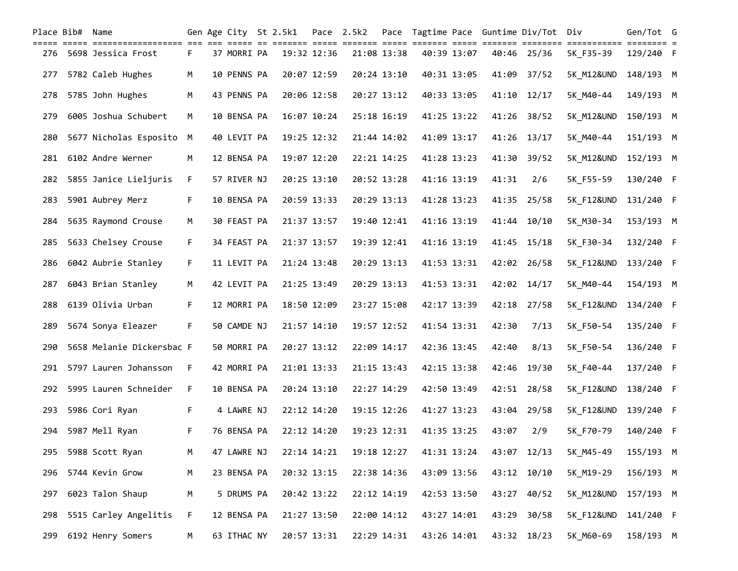| Place | Bib# | Name | Gen | Age | City | St | 2.5k1 | Pace | 2.5k2 | Pace | Tagtime | Pace | Guntime | Div/Tot | Div | Gen/Tot | G |
|---|---|---|---|---|---|---|---|---|---|---|---|---|---|---|---|---|---|
| 276 | 5698 | Jessica Frost | F | 37 | MORRI | PA | 19:32 | 12:36 | 21:08 | 13:38 | 40:39 | 13:07 | 40:46 | 25/36 | 5K_F35-39 | 129/240 | F |
| 277 | 5782 | Caleb Hughes | M | 10 | PENNS | PA | 20:07 | 12:59 | 20:24 | 13:10 | 40:31 | 13:05 | 41:09 | 37/52 | 5K_M12&UND | 148/193 | M |
| 278 | 5785 | John Hughes | M | 43 | PENNS | PA | 20:06 | 12:58 | 20:27 | 13:12 | 40:33 | 13:05 | 41:10 | 12/17 | 5K_M40-44 | 149/193 | M |
| 279 | 6005 | Joshua Schubert | M | 10 | BENSA | PA | 16:07 | 10:24 | 25:18 | 16:19 | 41:25 | 13:22 | 41:26 | 38/52 | 5K_M12&UND | 150/193 | M |
| 280 | 5677 | Nicholas Esposito | M | 40 | LEVIT | PA | 19:25 | 12:32 | 21:44 | 14:02 | 41:09 | 13:17 | 41:26 | 13/17 | 5K_M40-44 | 151/193 | M |
| 281 | 6102 | Andre Werner | M | 12 | BENSA | PA | 19:07 | 12:20 | 22:21 | 14:25 | 41:28 | 13:23 | 41:30 | 39/52 | 5K_M12&UND | 152/193 | M |
| 282 | 5855 | Janice Lieljuris | F | 57 | RIVER | NJ | 20:25 | 13:10 | 20:52 | 13:28 | 41:16 | 13:19 | 41:31 | 2/6 | 5K_F55-59 | 130/240 | F |
| 283 | 5901 | Aubrey Merz | F | 10 | BENSA | PA | 20:59 | 13:33 | 20:29 | 13:13 | 41:28 | 13:23 | 41:35 | 25/58 | 5K_F12&UND | 131/240 | F |
| 284 | 5635 | Raymond Crouse | M | 30 | FEAST | PA | 21:37 | 13:57 | 19:40 | 12:41 | 41:16 | 13:19 | 41:44 | 10/10 | 5K_M30-34 | 153/193 | M |
| 285 | 5633 | Chelsey Crouse | F | 34 | FEAST | PA | 21:37 | 13:57 | 19:39 | 12:41 | 41:16 | 13:19 | 41:45 | 15/18 | 5K_F30-34 | 132/240 | F |
| 286 | 6042 | Aubrie Stanley | F | 11 | LEVIT | PA | 21:24 | 13:48 | 20:29 | 13:13 | 41:53 | 13:31 | 42:02 | 26/58 | 5K_F12&UND | 133/240 | F |
| 287 | 6043 | Brian Stanley | M | 42 | LEVIT | PA | 21:25 | 13:49 | 20:29 | 13:13 | 41:53 | 13:31 | 42:02 | 14/17 | 5K_M40-44 | 154/193 | M |
| 288 | 6139 | Olivia Urban | F | 12 | MORRI | PA | 18:50 | 12:09 | 23:27 | 15:08 | 42:17 | 13:39 | 42:18 | 27/58 | 5K_F12&UND | 134/240 | F |
| 289 | 5674 | Sonya Eleazer | F | 50 | CAMDE | NJ | 21:57 | 14:10 | 19:57 | 12:52 | 41:54 | 13:31 | 42:30 | 7/13 | 5K_F50-54 | 135/240 | F |
| 290 | 5658 | Melanie Dickersbac | F | 50 | MORRI | PA | 20:27 | 13:12 | 22:09 | 14:17 | 42:36 | 13:45 | 42:40 | 8/13 | 5K_F50-54 | 136/240 | F |
| 291 | 5797 | Lauren Johansson | F | 42 | MORRI | PA | 21:01 | 13:33 | 21:15 | 13:43 | 42:15 | 13:38 | 42:46 | 19/30 | 5K_F40-44 | 137/240 | F |
| 292 | 5995 | Lauren Schneider | F | 10 | BENSA | PA | 20:24 | 13:10 | 22:27 | 14:29 | 42:50 | 13:49 | 42:51 | 28/58 | 5K_F12&UND | 138/240 | F |
| 293 | 5986 | Cori Ryan | F | 4 | LAWRE | NJ | 22:12 | 14:20 | 19:15 | 12:26 | 41:27 | 13:23 | 43:04 | 29/58 | 5K_F12&UND | 139/240 | F |
| 294 | 5987 | Mell Ryan | F | 76 | BENSA | PA | 22:12 | 14:20 | 19:23 | 12:31 | 41:35 | 13:25 | 43:07 | 2/9 | 5K_F70-79 | 140/240 | F |
| 295 | 5988 | Scott Ryan | M | 47 | LAWRE | NJ | 22:14 | 14:21 | 19:18 | 12:27 | 41:31 | 13:24 | 43:07 | 12/13 | 5K_M45-49 | 155/193 | M |
| 296 | 5744 | Kevin Grow | M | 23 | BENSA | PA | 20:32 | 13:15 | 22:38 | 14:36 | 43:09 | 13:56 | 43:12 | 10/10 | 5K_M19-29 | 156/193 | M |
| 297 | 6023 | Talon Shaup | M | 5 | DRUMS | PA | 20:42 | 13:22 | 22:12 | 14:19 | 42:53 | 13:50 | 43:27 | 40/52 | 5K_M12&UND | 157/193 | M |
| 298 | 5515 | Carley Angelitis | F | 12 | BENSA | PA | 21:27 | 13:50 | 22:00 | 14:12 | 43:27 | 14:01 | 43:29 | 30/58 | 5K_F12&UND | 141/240 | F |
| 299 | 6192 | Henry Somers | M | 63 | ITHAC | NY | 20:57 | 13:31 | 22:29 | 14:31 | 43:26 | 14:01 | 43:32 | 18/23 | 5K_M60-69 | 158/193 | M |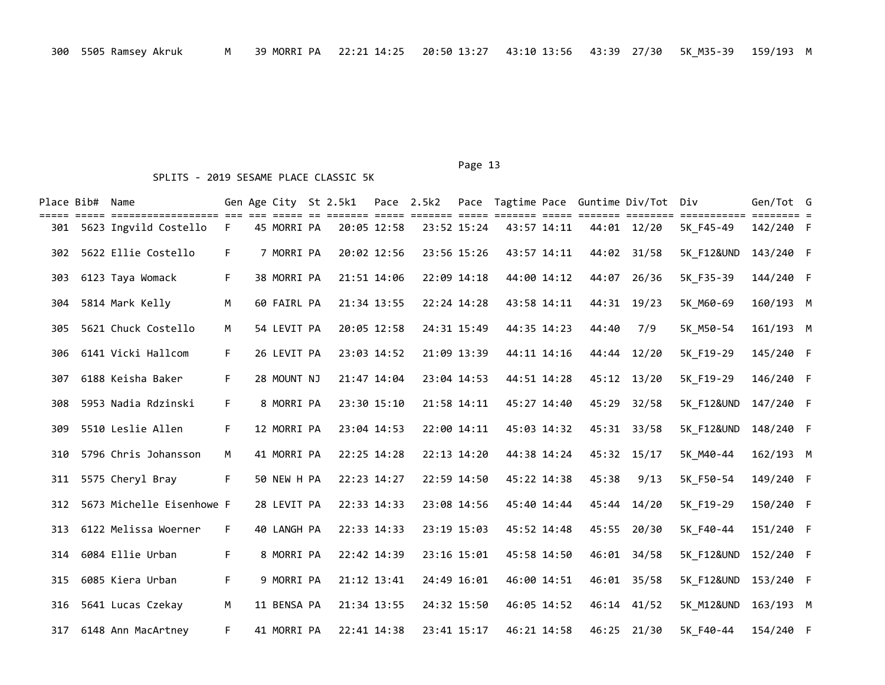| Place | Bib# | Name | Gen | Age | City | St | 2.5k1 | Pace | 2.5k2 | Pace | Tagtime | Pace | Guntime | Div/Tot | Div | Gen/Tot | G |
|---|---|---|---|---|---|---|---|---|---|---|---|---|---|---|---|---|---|
| 300 | 5505 | Ramsey Akruk | M | 39 | MORRI | PA | 22:21 | 14:25 | 20:50 | 13:27 | 43:10 | 13:56 | 43:39 | 27/30 | 5K_M35-39 | 159/193 | M |

## SPLITS - 2019 SESAME PLACE CLASSIC 5K

| Place | Bib# | Name | Gen | Age | City | St | 2.5k1 | Pace | 2.5k2 | Pace | Tagtime | Pace | Guntime | Div/Tot | Div | Gen/Tot | G |
|---|---|---|---|---|---|---|---|---|---|---|---|---|---|---|---|---|---|
| 301 | 5623 | Ingvild Costello | F | 45 | MORRI | PA | 20:05 | 12:58 | 23:52 | 15:24 | 43:57 | 14:11 | 44:01 | 12/20 | 5K_F45-49 | 142/240 | F |
| 302 | 5622 | Ellie Costello | F | 7 | MORRI | PA | 20:02 | 12:56 | 23:56 | 15:26 | 43:57 | 14:11 | 44:02 | 31/58 | 5K_F12&UND | 143/240 | F |
| 303 | 6123 | Taya Womack | F | 38 | MORRI | PA | 21:51 | 14:06 | 22:09 | 14:18 | 44:00 | 14:12 | 44:07 | 26/36 | 5K_F35-39 | 144/240 | F |
| 304 | 5814 | Mark Kelly | M | 60 | FAIRL | PA | 21:34 | 13:55 | 22:24 | 14:28 | 43:58 | 14:11 | 44:31 | 19/23 | 5K_M60-69 | 160/193 | M |
| 305 | 5621 | Chuck Costello | M | 54 | LEVIT | PA | 20:05 | 12:58 | 24:31 | 15:49 | 44:35 | 14:23 | 44:40 | 7/9 | 5K_M50-54 | 161/193 | M |
| 306 | 6141 | Vicki Hallcom | F | 26 | LEVIT | PA | 23:03 | 14:52 | 21:09 | 13:39 | 44:11 | 14:16 | 44:44 | 12/20 | 5K_F19-29 | 145/240 | F |
| 307 | 6188 | Keisha Baker | F | 28 | MOUNT | NJ | 21:47 | 14:04 | 23:04 | 14:53 | 44:51 | 14:28 | 45:12 | 13/20 | 5K_F19-29 | 146/240 | F |
| 308 | 5953 | Nadia Rdzinski | F | 8 | MORRI | PA | 23:30 | 15:10 | 21:58 | 14:11 | 45:27 | 14:40 | 45:29 | 32/58 | 5K_F12&UND | 147/240 | F |
| 309 | 5510 | Leslie Allen | F | 12 | MORRI | PA | 23:04 | 14:53 | 22:00 | 14:11 | 45:03 | 14:32 | 45:31 | 33/58 | 5K_F12&UND | 148/240 | F |
| 310 | 5796 | Chris Johansson | M | 41 | MORRI | PA | 22:25 | 14:28 | 22:13 | 14:20 | 44:38 | 14:24 | 45:32 | 15/17 | 5K_M40-44 | 162/193 | M |
| 311 | 5575 | Cheryl Bray | F | 50 | NEW H | PA | 22:23 | 14:27 | 22:59 | 14:50 | 45:22 | 14:38 | 45:38 | 9/13 | 5K_F50-54 | 149/240 | F |
| 312 | 5673 | Michelle Eisenhowe | F | 28 | LEVIT | PA | 22:33 | 14:33 | 23:08 | 14:56 | 45:40 | 14:44 | 45:44 | 14/20 | 5K_F19-29 | 150/240 | F |
| 313 | 6122 | Melissa Woerner | F | 40 | LANGH | PA | 22:33 | 14:33 | 23:19 | 15:03 | 45:52 | 14:48 | 45:55 | 20/30 | 5K_F40-44 | 151/240 | F |
| 314 | 6084 | Ellie Urban | F | 8 | MORRI | PA | 22:42 | 14:39 | 23:16 | 15:01 | 45:58 | 14:50 | 46:01 | 34/58 | 5K_F12&UND | 152/240 | F |
| 315 | 6085 | Kiera Urban | F | 9 | MORRI | PA | 21:12 | 13:41 | 24:49 | 16:01 | 46:00 | 14:51 | 46:01 | 35/58 | 5K_F12&UND | 153/240 | F |
| 316 | 5641 | Lucas Czekay | M | 11 | BENSA | PA | 21:34 | 13:55 | 24:32 | 15:50 | 46:05 | 14:52 | 46:14 | 41/52 | 5K_M12&UND | 163/193 | M |
| 317 | 6148 | Ann MacArtney | F | 41 | MORRI | PA | 22:41 | 14:38 | 23:41 | 15:17 | 46:21 | 14:58 | 46:25 | 21/30 | 5K_F40-44 | 154/240 | F |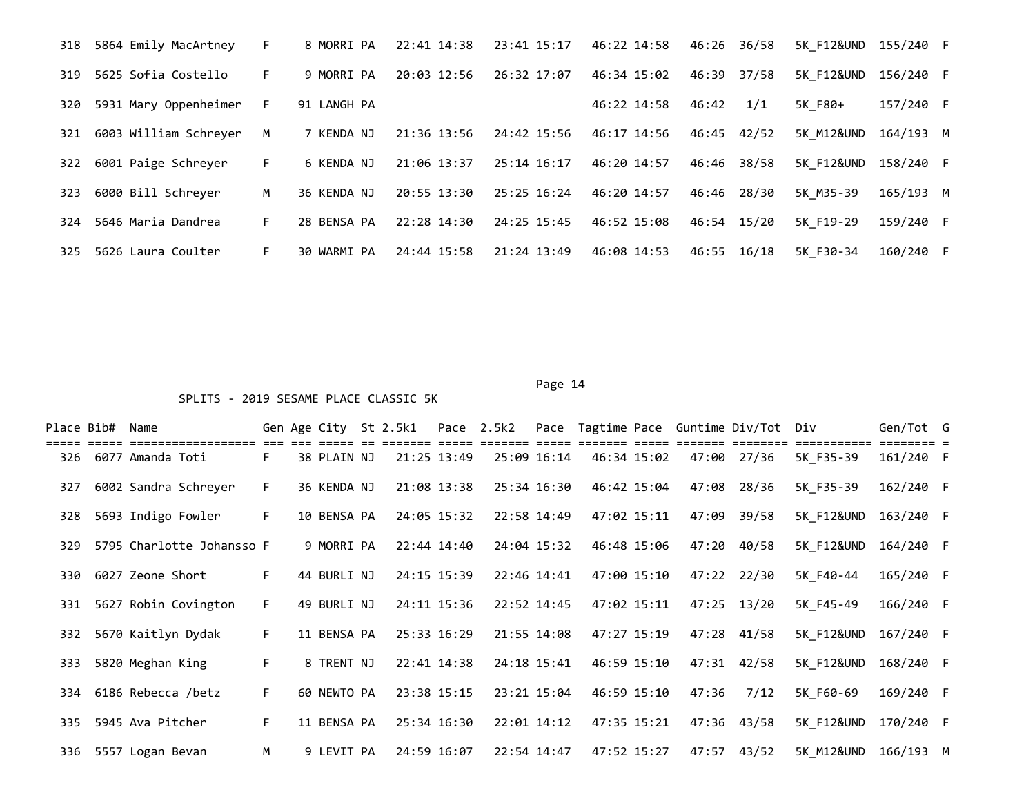| Place | Bib# | Name | Gen | Age | City | St | 2.5k1 | Pace | 2.5k2 | Pace | Tagtime | Pace | Guntime | Div/Tot | Div | Gen/Tot | G |
|---|---|---|---|---|---|---|---|---|---|---|---|---|---|---|---|---|---|
| 318 | 5864 | Emily MacArtney | F | 8 | MORRI | PA | 22:41 | 14:38 | 23:41 | 15:17 | 46:22 | 14:58 | 46:26 | 36/58 | 5K_F12&UND | 155/240 | F |
| 319 | 5625 | Sofia Costello | F | 9 | MORRI | PA | 20:03 | 12:56 | 26:32 | 17:07 | 46:34 | 15:02 | 46:39 | 37/58 | 5K_F12&UND | 156/240 | F |
| 320 | 5931 | Mary Oppenheimer | F | 91 | LANGH | PA | | | | | 46:22 | 14:58 | 46:42 | 1/1 | 5K_F80+ | 157/240 | F |
| 321 | 6003 | William Schreyer | M | 7 | KENDA | NJ | 21:36 | 13:56 | 24:42 | 15:56 | 46:17 | 14:56 | 46:45 | 42/52 | 5K_M12&UND | 164/193 | M |
| 322 | 6001 | Paige Schreyer | F | 6 | KENDA | NJ | 21:06 | 13:37 | 25:14 | 16:17 | 46:20 | 14:57 | 46:46 | 38/58 | 5K_F12&UND | 158/240 | F |
| 323 | 6000 | Bill Schreyer | M | 36 | KENDA | NJ | 20:55 | 13:30 | 25:25 | 16:24 | 46:20 | 14:57 | 46:46 | 28/30 | 5K_M35-39 | 165/193 | M |
| 324 | 5646 | Maria Dandrea | F | 28 | BENSA | PA | 22:28 | 14:30 | 24:25 | 15:45 | 46:52 | 15:08 | 46:54 | 15/20 | 5K_F19-29 | 159/240 | F |
| 325 | 5626 | Laura Coulter | F | 30 | WARMI | PA | 24:44 | 15:58 | 21:24 | 13:49 | 46:08 | 14:53 | 46:55 | 16/18 | 5K_F30-34 | 160/240 | F |

SPLITS - 2019 SESAME PLACE CLASSIC 5K

| Place | Bib# | Name | Gen | Age | City | St | 2.5k1 | Pace | 2.5k2 | Pace | Tagtime | Pace | Guntime | Div/Tot | Div | Gen/Tot | G |
|---|---|---|---|---|---|---|---|---|---|---|---|---|---|---|---|---|---|
| 326 | 6077 | Amanda Toti | F | 38 | PLAIN | NJ | 21:25 | 13:49 | 25:09 | 16:14 | 46:34 | 15:02 | 47:00 | 27/36 | 5K_F35-39 | 161/240 | F |
| 327 | 6002 | Sandra Schreyer | F | 36 | KENDA | NJ | 21:08 | 13:38 | 25:34 | 16:30 | 46:42 | 15:04 | 47:08 | 28/36 | 5K_F35-39 | 162/240 | F |
| 328 | 5693 | Indigo Fowler | F | 10 | BENSA | PA | 24:05 | 15:32 | 22:58 | 14:49 | 47:02 | 15:11 | 47:09 | 39/58 | 5K_F12&UND | 163/240 | F |
| 329 | 5795 | Charlotte Johansso | F | 9 | MORRI | PA | 22:44 | 14:40 | 24:04 | 15:32 | 46:48 | 15:06 | 47:20 | 40/58 | 5K_F12&UND | 164/240 | F |
| 330 | 6027 | Zeone Short | F | 44 | BURLI | NJ | 24:15 | 15:39 | 22:46 | 14:41 | 47:00 | 15:10 | 47:22 | 22/30 | 5K_F40-44 | 165/240 | F |
| 331 | 5627 | Robin Covington | F | 49 | BURLI | NJ | 24:11 | 15:36 | 22:52 | 14:45 | 47:02 | 15:11 | 47:25 | 13/20 | 5K_F45-49 | 166/240 | F |
| 332 | 5670 | Kaitlyn Dydak | F | 11 | BENSA | PA | 25:33 | 16:29 | 21:55 | 14:08 | 47:27 | 15:19 | 47:28 | 41/58 | 5K_F12&UND | 167/240 | F |
| 333 | 5820 | Meghan King | F | 8 | TRENT | NJ | 22:41 | 14:38 | 24:18 | 15:41 | 46:59 | 15:10 | 47:31 | 42/58 | 5K_F12&UND | 168/240 | F |
| 334 | 6186 | Rebecca /betz | F | 60 | NEWTO | PA | 23:38 | 15:15 | 23:21 | 15:04 | 46:59 | 15:10 | 47:36 | 7/12 | 5K_F60-69 | 169/240 | F |
| 335 | 5945 | Ava Pitcher | F | 11 | BENSA | PA | 25:34 | 16:30 | 22:01 | 14:12 | 47:35 | 15:21 | 47:36 | 43/58 | 5K_F12&UND | 170/240 | F |
| 336 | 5557 | Logan Bevan | M | 9 | LEVIT | PA | 24:59 | 16:07 | 22:54 | 14:47 | 47:52 | 15:27 | 47:57 | 43/52 | 5K_M12&UND | 166/193 | M |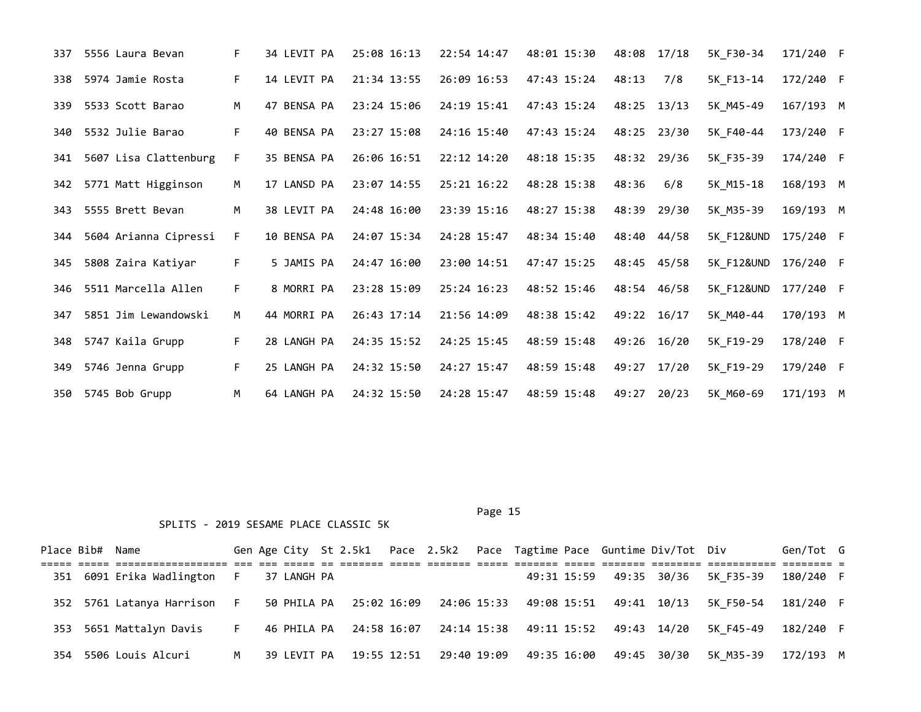| Place | Bib# | Name | Gen | Age | City | St | 2.5k1 | Pace | 2.5k2 | Pace | Tagtime | Pace | Guntime | Div/Tot | Div | Gen/Tot | G |
|---|---|---|---|---|---|---|---|---|---|---|---|---|---|---|---|---|---|
| 337 | 5556 | Laura Bevan | F | 34 | LEVIT | PA | 25:08 | 16:13 | 22:54 | 14:47 | 48:01 | 15:30 | 48:08 | 17/18 | 5K_F30-34 | 171/240 | F |
| 338 | 5974 | Jamie Rosta | F | 14 | LEVIT | PA | 21:34 | 13:55 | 26:09 | 16:53 | 47:43 | 15:24 | 48:13 | 7/8 | 5K_F13-14 | 172/240 | F |
| 339 | 5533 | Scott Barao | M | 47 | BENSA | PA | 23:24 | 15:06 | 24:19 | 15:41 | 47:43 | 15:24 | 48:25 | 13/13 | 5K_M45-49 | 167/193 | M |
| 340 | 5532 | Julie Barao | F | 40 | BENSA | PA | 23:27 | 15:08 | 24:16 | 15:40 | 47:43 | 15:24 | 48:25 | 23/30 | 5K_F40-44 | 173/240 | F |
| 341 | 5607 | Lisa Clattenburg | F | 35 | BENSA | PA | 26:06 | 16:51 | 22:12 | 14:20 | 48:18 | 15:35 | 48:32 | 29/36 | 5K_F35-39 | 174/240 | F |
| 342 | 5771 | Matt Higginson | M | 17 | LANSD | PA | 23:07 | 14:55 | 25:21 | 16:22 | 48:28 | 15:38 | 48:36 | 6/8 | 5K_M15-18 | 168/193 | M |
| 343 | 5555 | Brett Bevan | M | 38 | LEVIT | PA | 24:48 | 16:00 | 23:39 | 15:16 | 48:27 | 15:38 | 48:39 | 29/30 | 5K_M35-39 | 169/193 | M |
| 344 | 5604 | Arianna Cipressi | F | 10 | BENSA | PA | 24:07 | 15:34 | 24:28 | 15:47 | 48:34 | 15:40 | 48:40 | 44/58 | 5K_F12&UND | 175/240 | F |
| 345 | 5808 | Zaira Katiyar | F | 5 | JAMIS | PA | 24:47 | 16:00 | 23:00 | 14:51 | 47:47 | 15:25 | 48:45 | 45/58 | 5K_F12&UND | 176/240 | F |
| 346 | 5511 | Marcella Allen | F | 8 | MORRI | PA | 23:28 | 15:09 | 25:24 | 16:23 | 48:52 | 15:46 | 48:54 | 46/58 | 5K_F12&UND | 177/240 | F |
| 347 | 5851 | Jim Lewandowski | M | 44 | MORRI | PA | 26:43 | 17:14 | 21:56 | 14:09 | 48:38 | 15:42 | 49:22 | 16/17 | 5K_M40-44 | 170/193 | M |
| 348 | 5747 | Kaila Grupp | F | 28 | LANGH | PA | 24:35 | 15:52 | 24:25 | 15:45 | 48:59 | 15:48 | 49:26 | 16/20 | 5K_F19-29 | 178/240 | F |
| 349 | 5746 | Jenna Grupp | F | 25 | LANGH | PA | 24:32 | 15:50 | 24:27 | 15:47 | 48:59 | 15:48 | 49:27 | 17/20 | 5K_F19-29 | 179/240 | F |
| 350 | 5745 | Bob Grupp | M | 64 | LANGH | PA | 24:32 | 15:50 | 24:28 | 15:47 | 48:59 | 15:48 | 49:27 | 20/23 | 5K_M60-69 | 171/193 | M |

SPLITS - 2019 SESAME PLACE CLASSIC 5K

| Place | Bib# | Name | Gen | Age | City | St | 2.5k1 | Pace | 2.5k2 | Pace | Tagtime | Pace | Guntime | Div/Tot | Div | Gen/Tot | G |
|---|---|---|---|---|---|---|---|---|---|---|---|---|---|---|---|---|---|
| 351 | 6091 | Erika Wadlington | F | 37 | LANGH | PA | | | | | 49:31 | 15:59 | 49:35 | 30/36 | 5K_F35-39 | 180/240 | F |
| 352 | 5761 | Latanya Harrison | F | 50 | PHILA | PA | 25:02 | 16:09 | 24:06 | 15:33 | 49:08 | 15:51 | 49:41 | 10/13 | 5K_F50-54 | 181/240 | F |
| 353 | 5651 | Mattalyn Davis | F | 46 | PHILA | PA | 24:58 | 16:07 | 24:14 | 15:38 | 49:11 | 15:52 | 49:43 | 14/20 | 5K_F45-49 | 182/240 | F |
| 354 | 5506 | Louis Alcuri | M | 39 | LEVIT | PA | 19:55 | 12:51 | 29:40 | 19:09 | 49:35 | 16:00 | 49:45 | 30/30 | 5K_M35-39 | 172/193 | M |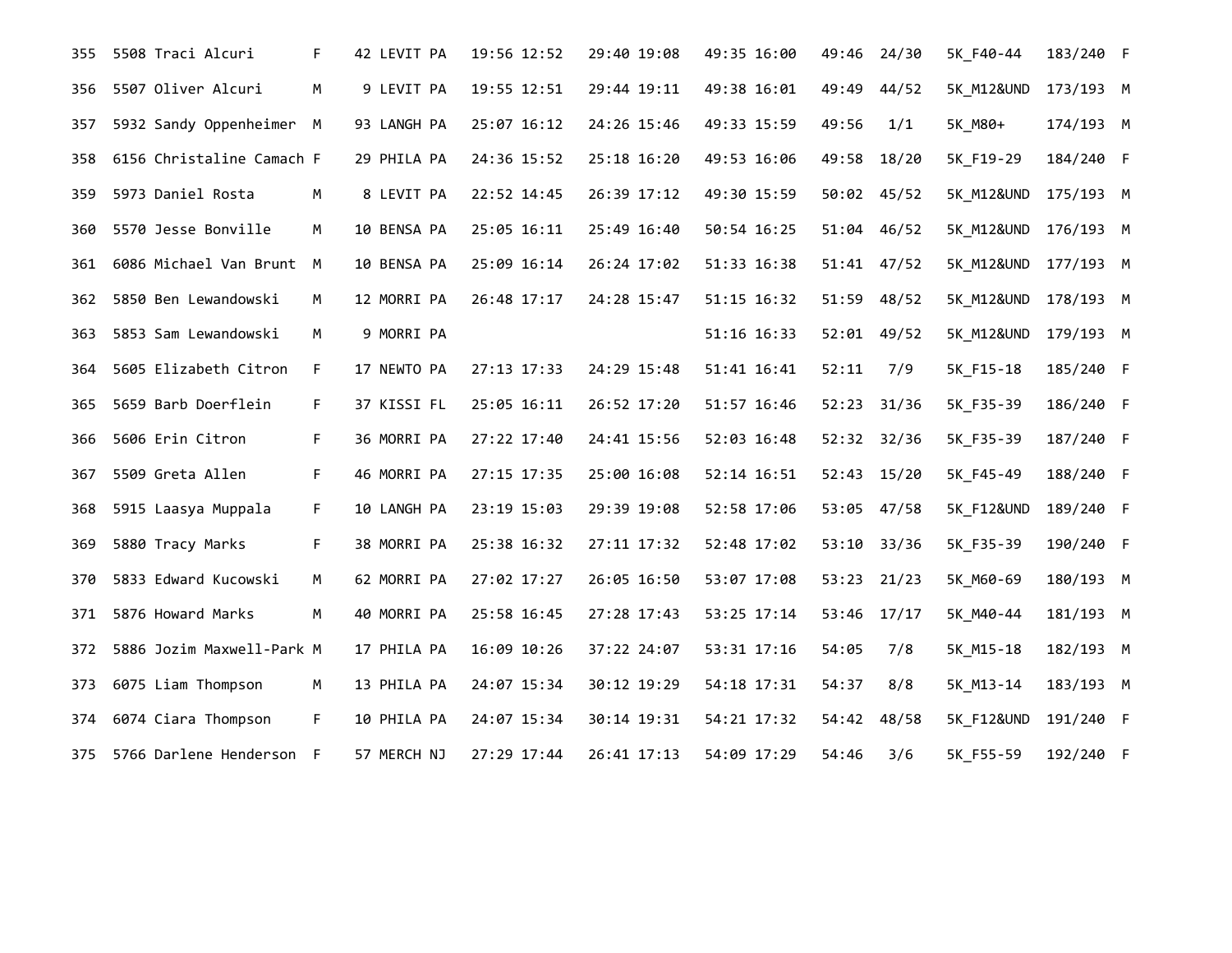| | | | | | | | | | | | | | | | | |
|---|---|---|---|---|---|---|---|---|---|---|---|---|---|---|---|---|
| 355 | 5508 | Traci Alcuri | F | 42 | LEVIT | PA | 19:56 | 12:52 | 29:40 | 19:08 | 49:35 | 16:00 | 49:46 | 24/30 | 5K_F40-44 | 183/240 F |
| 356 | 5507 | Oliver Alcuri | M | 9 | LEVIT | PA | 19:55 | 12:51 | 29:44 | 19:11 | 49:38 | 16:01 | 49:49 | 44/52 | 5K_M12&UND | 173/193 M |
| 357 | 5932 | Sandy Oppenheimer | M | 93 | LANGH | PA | 25:07 | 16:12 | 24:26 | 15:46 | 49:33 | 15:59 | 49:56 | 1/1 | 5K_M80+ | 174/193 M |
| 358 | 6156 | Christaline Camach | F | 29 | PHILA | PA | 24:36 | 15:52 | 25:18 | 16:20 | 49:53 | 16:06 | 49:58 | 18/20 | 5K_F19-29 | 184/240 F |
| 359 | 5973 | Daniel Rosta | M | 8 | LEVIT | PA | 22:52 | 14:45 | 26:39 | 17:12 | 49:30 | 15:59 | 50:02 | 45/52 | 5K_M12&UND | 175/193 M |
| 360 | 5570 | Jesse Bonville | M | 10 | BENSA | PA | 25:05 | 16:11 | 25:49 | 16:40 | 50:54 | 16:25 | 51:04 | 46/52 | 5K_M12&UND | 176/193 M |
| 361 | 6086 | Michael Van Brunt | M | 10 | BENSA | PA | 25:09 | 16:14 | 26:24 | 17:02 | 51:33 | 16:38 | 51:41 | 47/52 | 5K_M12&UND | 177/193 M |
| 362 | 5850 | Ben Lewandowski | M | 12 | MORRI | PA | 26:48 | 17:17 | 24:28 | 15:47 | 51:15 | 16:32 | 51:59 | 48/52 | 5K_M12&UND | 178/193 M |
| 363 | 5853 | Sam Lewandowski | M | 9 | MORRI | PA | | | | | 51:16 | 16:33 | 52:01 | 49/52 | 5K_M12&UND | 179/193 M |
| 364 | 5605 | Elizabeth Citron | F | 17 | NEWTO | PA | 27:13 | 17:33 | 24:29 | 15:48 | 51:41 | 16:41 | 52:11 | 7/9 | 5K_F15-18 | 185/240 F |
| 365 | 5659 | Barb Doerflein | F | 37 | KISSI | FL | 25:05 | 16:11 | 26:52 | 17:20 | 51:57 | 16:46 | 52:23 | 31/36 | 5K_F35-39 | 186/240 F |
| 366 | 5606 | Erin Citron | F | 36 | MORRI | PA | 27:22 | 17:40 | 24:41 | 15:56 | 52:03 | 16:48 | 52:32 | 32/36 | 5K_F35-39 | 187/240 F |
| 367 | 5509 | Greta Allen | F | 46 | MORRI | PA | 27:15 | 17:35 | 25:00 | 16:08 | 52:14 | 16:51 | 52:43 | 15/20 | 5K_F45-49 | 188/240 F |
| 368 | 5915 | Laasya Muppala | F | 10 | LANGH | PA | 23:19 | 15:03 | 29:39 | 19:08 | 52:58 | 17:06 | 53:05 | 47/58 | 5K_F12&UND | 189/240 F |
| 369 | 5880 | Tracy Marks | F | 38 | MORRI | PA | 25:38 | 16:32 | 27:11 | 17:32 | 52:48 | 17:02 | 53:10 | 33/36 | 5K_F35-39 | 190/240 F |
| 370 | 5833 | Edward Kucowski | M | 62 | MORRI | PA | 27:02 | 17:27 | 26:05 | 16:50 | 53:07 | 17:08 | 53:23 | 21/23 | 5K_M60-69 | 180/193 M |
| 371 | 5876 | Howard Marks | M | 40 | MORRI | PA | 25:58 | 16:45 | 27:28 | 17:43 | 53:25 | 17:14 | 53:46 | 17/17 | 5K_M40-44 | 181/193 M |
| 372 | 5886 | Jozim Maxwell-Park | M | 17 | PHILA | PA | 16:09 | 10:26 | 37:22 | 24:07 | 53:31 | 17:16 | 54:05 | 7/8 | 5K_M15-18 | 182/193 M |
| 373 | 6075 | Liam Thompson | M | 13 | PHILA | PA | 24:07 | 15:34 | 30:12 | 19:29 | 54:18 | 17:31 | 54:37 | 8/8 | 5K_M13-14 | 183/193 M |
| 374 | 6074 | Ciara Thompson | F | 10 | PHILA | PA | 24:07 | 15:34 | 30:14 | 19:31 | 54:21 | 17:32 | 54:42 | 48/58 | 5K_F12&UND | 191/240 F |
| 375 | 5766 | Darlene Henderson | F | 57 | MERCH | NJ | 27:29 | 17:44 | 26:41 | 17:13 | 54:09 | 17:29 | 54:46 | 3/6 | 5K_F55-59 | 192/240 F |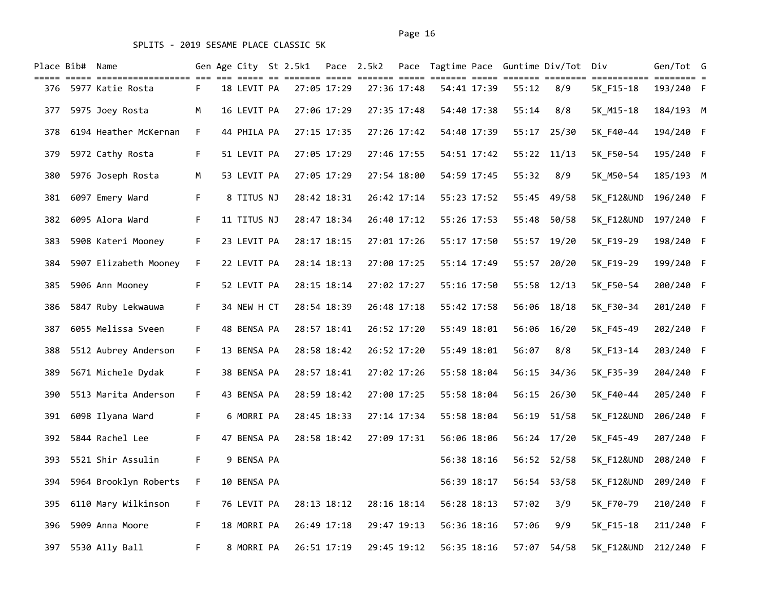SPLITS - 2019 SESAME PLACE CLASSIC 5K

| Place | Bib# | Name | Gen | Age | City | St | 2.5k1 | Pace | 2.5k2 | Pace | Tagtime | Pace | Guntime | Div/Tot | Div | Gen/Tot | G |
|---|---|---|---|---|---|---|---|---|---|---|---|---|---|---|---|---|---|
| 376 | 5977 | Katie Rosta | F | 18 | LEVIT | PA | 27:05 | 17:29 | 27:36 | 17:48 | 54:41 | 17:39 | 55:12 | 8/9 | 5K_F15-18 | 193/240 | F |
| 377 | 5975 | Joey Rosta | M | 16 | LEVIT | PA | 27:06 | 17:29 | 27:35 | 17:48 | 54:40 | 17:38 | 55:14 | 8/8 | 5K_M15-18 | 184/193 | M |
| 378 | 6194 | Heather McKernan | F | 44 | PHILA | PA | 27:15 | 17:35 | 27:26 | 17:42 | 54:40 | 17:39 | 55:17 | 25/30 | 5K_F40-44 | 194/240 | F |
| 379 | 5972 | Cathy Rosta | F | 51 | LEVIT | PA | 27:05 | 17:29 | 27:46 | 17:55 | 54:51 | 17:42 | 55:22 | 11/13 | 5K_F50-54 | 195/240 | F |
| 380 | 5976 | Joseph Rosta | M | 53 | LEVIT | PA | 27:05 | 17:29 | 27:54 | 18:00 | 54:59 | 17:45 | 55:32 | 8/9 | 5K_M50-54 | 185/193 | M |
| 381 | 6097 | Emery Ward | F | 8 | TITUS | NJ | 28:42 | 18:31 | 26:42 | 17:14 | 55:23 | 17:52 | 55:45 | 49/58 | 5K_F12&UND | 196/240 | F |
| 382 | 6095 | Alora Ward | F | 11 | TITUS | NJ | 28:47 | 18:34 | 26:40 | 17:12 | 55:26 | 17:53 | 55:48 | 50/58 | 5K_F12&UND | 197/240 | F |
| 383 | 5908 | Kateri Mooney | F | 23 | LEVIT | PA | 28:17 | 18:15 | 27:01 | 17:26 | 55:17 | 17:50 | 55:57 | 19/20 | 5K_F19-29 | 198/240 | F |
| 384 | 5907 | Elizabeth Mooney | F | 22 | LEVIT | PA | 28:14 | 18:13 | 27:00 | 17:25 | 55:14 | 17:49 | 55:57 | 20/20 | 5K_F19-29 | 199/240 | F |
| 385 | 5906 | Ann Mooney | F | 52 | LEVIT | PA | 28:15 | 18:14 | 27:02 | 17:27 | 55:16 | 17:50 | 55:58 | 12/13 | 5K_F50-54 | 200/240 | F |
| 386 | 5847 | Ruby Lekwauwa | F | 34 | NEW H | CT | 28:54 | 18:39 | 26:48 | 17:18 | 55:42 | 17:58 | 56:06 | 18/18 | 5K_F30-34 | 201/240 | F |
| 387 | 6055 | Melissa Sveen | F | 48 | BENSA | PA | 28:57 | 18:41 | 26:52 | 17:20 | 55:49 | 18:01 | 56:06 | 16/20 | 5K_F45-49 | 202/240 | F |
| 388 | 5512 | Aubrey Anderson | F | 13 | BENSA | PA | 28:58 | 18:42 | 26:52 | 17:20 | 55:49 | 18:01 | 56:07 | 8/8 | 5K_F13-14 | 203/240 | F |
| 389 | 5671 | Michele Dydak | F | 38 | BENSA | PA | 28:57 | 18:41 | 27:02 | 17:26 | 55:58 | 18:04 | 56:15 | 34/36 | 5K_F35-39 | 204/240 | F |
| 390 | 5513 | Marita Anderson | F | 43 | BENSA | PA | 28:59 | 18:42 | 27:00 | 17:25 | 55:58 | 18:04 | 56:15 | 26/30 | 5K_F40-44 | 205/240 | F |
| 391 | 6098 | Ilyana Ward | F | 6 | MORRI | PA | 28:45 | 18:33 | 27:14 | 17:34 | 55:58 | 18:04 | 56:19 | 51/58 | 5K_F12&UND | 206/240 | F |
| 392 | 5844 | Rachel Lee | F | 47 | BENSA | PA | 28:58 | 18:42 | 27:09 | 17:31 | 56:06 | 18:06 | 56:24 | 17/20 | 5K_F45-49 | 207/240 | F |
| 393 | 5521 | Shir Assulin | F | 9 | BENSA | PA | | | | | 56:38 | 18:16 | 56:52 | 52/58 | 5K_F12&UND | 208/240 | F |
| 394 | 5964 | Brooklyn Roberts | F | 10 | BENSA | PA | | | | | 56:39 | 18:17 | 56:54 | 53/58 | 5K_F12&UND | 209/240 | F |
| 395 | 6110 | Mary Wilkinson | F | 76 | LEVIT | PA | 28:13 | 18:12 | 28:16 | 18:14 | 56:28 | 18:13 | 57:02 | 3/9 | 5K_F70-79 | 210/240 | F |
| 396 | 5909 | Anna Moore | F | 18 | MORRI | PA | 26:49 | 17:18 | 29:47 | 19:13 | 56:36 | 18:16 | 57:06 | 9/9 | 5K_F15-18 | 211/240 | F |
| 397 | 5530 | Ally Ball | F | 8 | MORRI | PA | 26:51 | 17:19 | 29:45 | 19:12 | 56:35 | 18:16 | 57:07 | 54/58 | 5K_F12&UND | 212/240 | F |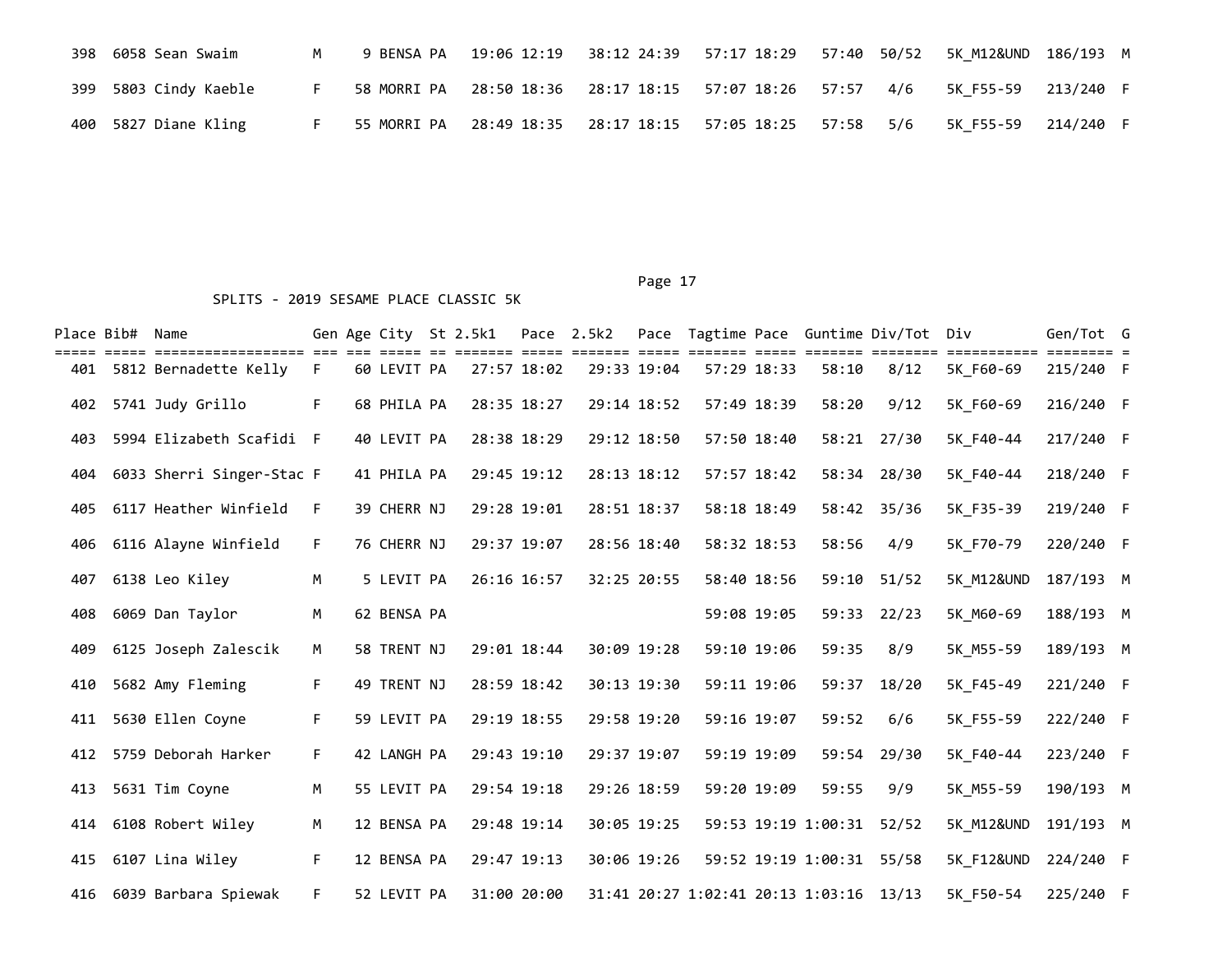| Place | Bib# | Name | Gen | Age | City | St | 2.5k1 | Pace | 2.5k2 | Pace | Tagtime | Pace | Guntime | Div/Tot | Div | Gen/Tot | G |
|---|---|---|---|---|---|---|---|---|---|---|---|---|---|---|---|---|---|
| 398 | 6058 | Sean Swaim | M | 9 | BENSA | PA | 19:06 | 12:19 | 38:12 | 24:39 | 57:17 | 18:29 | 57:40 | 50/52 | 5K_M12&UND | 186/193 | M |
| 399 | 5803 | Cindy Kaeble | F | 58 | MORRI | PA | 28:50 | 18:36 | 28:17 | 18:15 | 57:07 | 18:26 | 57:57 | 4/6 | 5K_F55-59 | 213/240 | F |
| 400 | 5827 | Diane Kling | F | 55 | MORRI | PA | 28:49 | 18:35 | 28:17 | 18:15 | 57:05 | 18:25 | 57:58 | 5/6 | 5K_F55-59 | 214/240 | F |

SPLITS - 2019 SESAME PLACE CLASSIC 5K

| Place | Bib# | Name | Gen | Age | City | St | 2.5k1 | Pace | 2.5k2 | Pace | Tagtime | Pace | Guntime | Div/Tot | Div | Gen/Tot | G |
|---|---|---|---|---|---|---|---|---|---|---|---|---|---|---|---|---|---|
| 401 | 5812 | Bernadette Kelly | F | 60 | LEVIT | PA | 27:57 | 18:02 | 29:33 | 19:04 | 57:29 | 18:33 | 58:10 | 8/12 | 5K_F60-69 | 215/240 | F |
| 402 | 5741 | Judy Grillo | F | 68 | PHILA | PA | 28:35 | 18:27 | 29:14 | 18:52 | 57:49 | 18:39 | 58:20 | 9/12 | 5K_F60-69 | 216/240 | F |
| 403 | 5994 | Elizabeth Scafidi | F | 40 | LEVIT | PA | 28:38 | 18:29 | 29:12 | 18:50 | 57:50 | 18:40 | 58:21 | 27/30 | 5K_F40-44 | 217/240 | F |
| 404 | 6033 | Sherri Singer-Stac | F | 41 | PHILA | PA | 29:45 | 19:12 | 28:13 | 18:12 | 57:57 | 18:42 | 58:34 | 28/30 | 5K_F40-44 | 218/240 | F |
| 405 | 6117 | Heather Winfield | F | 39 | CHERR | NJ | 29:28 | 19:01 | 28:51 | 18:37 | 58:18 | 18:49 | 58:42 | 35/36 | 5K_F35-39 | 219/240 | F |
| 406 | 6116 | Alayne Winfield | F | 76 | CHERR | NJ | 29:37 | 19:07 | 28:56 | 18:40 | 58:32 | 18:53 | 58:56 | 4/9 | 5K_F70-79 | 220/240 | F |
| 407 | 6138 | Leo Kiley | M | 5 | LEVIT | PA | 26:16 | 16:57 | 32:25 | 20:55 | 58:40 | 18:56 | 59:10 | 51/52 | 5K_M12&UND | 187/193 | M |
| 408 | 6069 | Dan Taylor | M | 62 | BENSA | PA | | | | | 59:08 | 19:05 | 59:33 | 22/23 | 5K_M60-69 | 188/193 | M |
| 409 | 6125 | Joseph Zalescik | M | 58 | TRENT | NJ | 29:01 | 18:44 | 30:09 | 19:28 | 59:10 | 19:06 | 59:35 | 8/9 | 5K_M55-59 | 189/193 | M |
| 410 | 5682 | Amy Fleming | F | 49 | TRENT | NJ | 28:59 | 18:42 | 30:13 | 19:30 | 59:11 | 19:06 | 59:37 | 18/20 | 5K_F45-49 | 221/240 | F |
| 411 | 5630 | Ellen Coyne | F | 59 | LEVIT | PA | 29:19 | 18:55 | 29:58 | 19:20 | 59:16 | 19:07 | 59:52 | 6/6 | 5K_F55-59 | 222/240 | F |
| 412 | 5759 | Deborah Harker | F | 42 | LANGH | PA | 29:43 | 19:10 | 29:37 | 19:07 | 59:19 | 19:09 | 59:54 | 29/30 | 5K_F40-44 | 223/240 | F |
| 413 | 5631 | Tim Coyne | M | 55 | LEVIT | PA | 29:54 | 19:18 | 29:26 | 18:59 | 59:20 | 19:09 | 59:55 | 9/9 | 5K_M55-59 | 190/193 | M |
| 414 | 6108 | Robert Wiley | M | 12 | BENSA | PA | 29:48 | 19:14 | 30:05 | 19:25 | 59:53 | 19:19 | 1:00:31 | 52/52 | 5K_M12&UND | 191/193 | M |
| 415 | 6107 | Lina Wiley | F | 12 | BENSA | PA | 29:47 | 19:13 | 30:06 | 19:26 | 59:52 | 19:19 | 1:00:31 | 55/58 | 5K_F12&UND | 224/240 | F |
| 416 | 6039 | Barbara Spiewak | F | 52 | LEVIT | PA | 31:00 | 20:00 | 31:41 | 20:27 | 1:02:41 | 20:13 | 1:03:16 | 13/13 | 5K_F50-54 | 225/240 | F |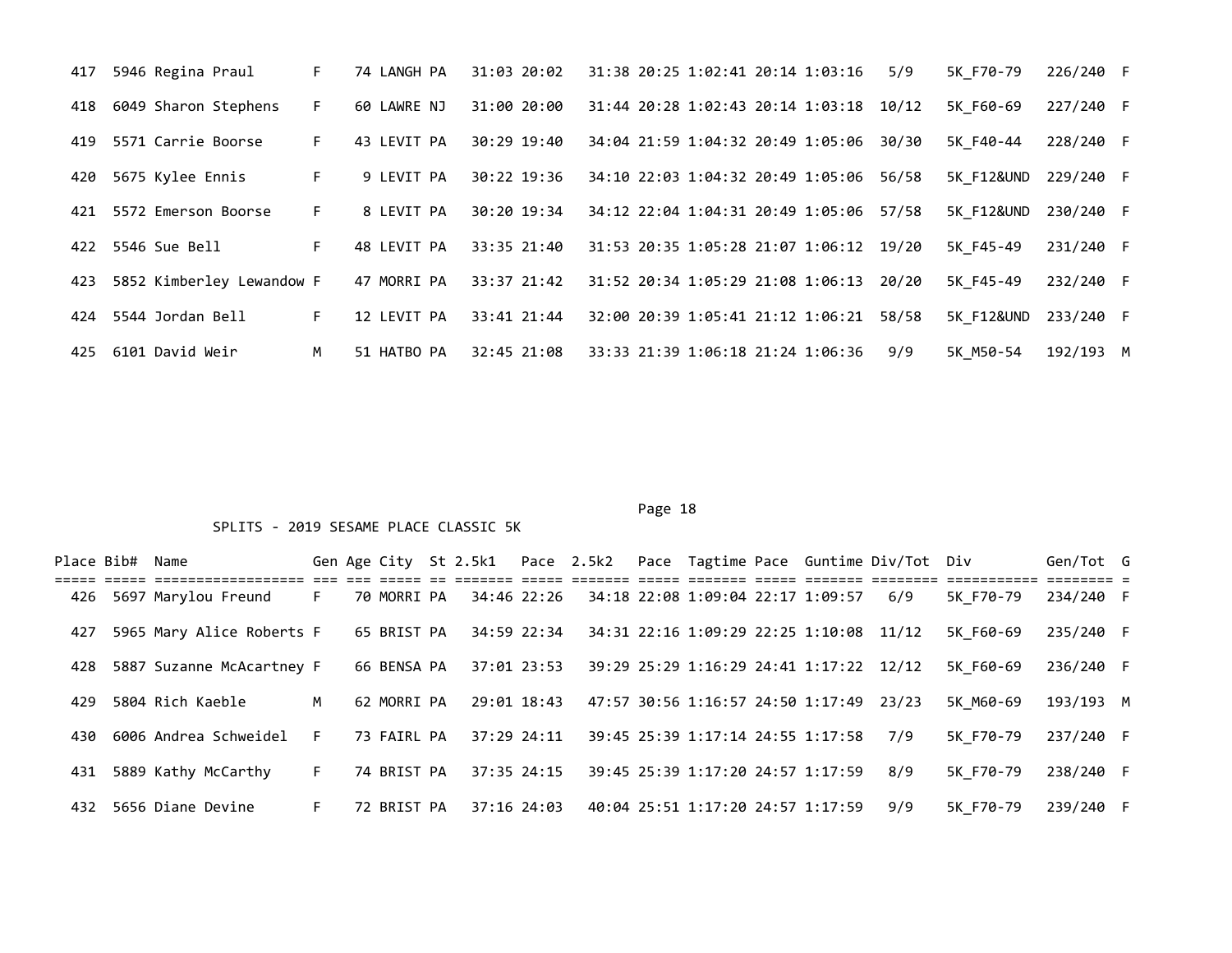| Place | Bib# | Name | Gen | Age | City | St | 2.5k1 | Pace | 2.5k2 | Pace | Tagtime | Pace | Guntime | Div/Tot | Div | Gen/Tot | G |
|---|---|---|---|---|---|---|---|---|---|---|---|---|---|---|---|---|---|
| 417 | 5946 | Regina Praul | F | 74 | LANGH | PA | 31:03 | 20:02 | 31:38 | 20:25 | 1:02:41 | 20:14 | 1:03:16 | 5/9 | 5K_F70-79 | 226/240 | F |
| 418 | 6049 | Sharon Stephens | F | 60 | LAWRE | NJ | 31:00 | 20:00 | 31:44 | 20:28 | 1:02:43 | 20:14 | 1:03:18 | 10/12 | 5K_F60-69 | 227/240 | F |
| 419 | 5571 | Carrie Boorse | F | 43 | LEVIT | PA | 30:29 | 19:40 | 34:04 | 21:59 | 1:04:32 | 20:49 | 1:05:06 | 30/30 | 5K_F40-44 | 228/240 | F |
| 420 | 5675 | Kylee Ennis | F | 9 | LEVIT | PA | 30:22 | 19:36 | 34:10 | 22:03 | 1:04:32 | 20:49 | 1:05:06 | 56/58 | 5K_F12&UND | 229/240 | F |
| 421 | 5572 | Emerson Boorse | F | 8 | LEVIT | PA | 30:20 | 19:34 | 34:12 | 22:04 | 1:04:31 | 20:49 | 1:05:06 | 57/58 | 5K_F12&UND | 230/240 | F |
| 422 | 5546 | Sue Bell | F | 48 | LEVIT | PA | 33:35 | 21:40 | 31:53 | 20:35 | 1:05:28 | 21:07 | 1:06:12 | 19/20 | 5K_F45-49 | 231/240 | F |
| 423 | 5852 | Kimberley Lewandow | F | 47 | MORRI | PA | 33:37 | 21:42 | 31:52 | 20:34 | 1:05:29 | 21:08 | 1:06:13 | 20/20 | 5K_F45-49 | 232/240 | F |
| 424 | 5544 | Jordan Bell | F | 12 | LEVIT | PA | 33:41 | 21:44 | 32:00 | 20:39 | 1:05:41 | 21:12 | 1:06:21 | 58/58 | 5K_F12&UND | 233/240 | F |
| 425 | 6101 | David Weir | M | 51 | HATBO | PA | 32:45 | 21:08 | 33:33 | 21:39 | 1:06:18 | 21:24 | 1:06:36 | 9/9 | 5K_M50-54 | 192/193 | M |

SPLITS - 2019 SESAME PLACE CLASSIC 5K

| Place | Bib# | Name | Gen | Age | City | St | 2.5k1 | Pace | 2.5k2 | Pace | Tagtime | Pace | Guntime | Div/Tot | Div | Gen/Tot | G |
|---|---|---|---|---|---|---|---|---|---|---|---|---|---|---|---|---|---|
| 426 | 5697 | Marylou Freund | F | 70 | MORRI | PA | 34:46 | 22:26 | 34:18 | 22:08 | 1:09:04 | 22:17 | 1:09:57 | 6/9 | 5K_F70-79 | 234/240 | F |
| 427 | 5965 | Mary Alice Roberts | F | 65 | BRIST | PA | 34:59 | 22:34 | 34:31 | 22:16 | 1:09:29 | 22:25 | 1:10:08 | 11/12 | 5K_F60-69 | 235/240 | F |
| 428 | 5887 | Suzanne McAcartney | F | 66 | BENSA | PA | 37:01 | 23:53 | 39:29 | 25:29 | 1:16:29 | 24:41 | 1:17:22 | 12/12 | 5K_F60-69 | 236/240 | F |
| 429 | 5804 | Rich Kaeble | M | 62 | MORRI | PA | 29:01 | 18:43 | 47:57 | 30:56 | 1:16:57 | 24:50 | 1:17:49 | 23/23 | 5K_M60-69 | 193/193 | M |
| 430 | 6006 | Andrea Schweidel | F | 73 | FAIRL | PA | 37:29 | 24:11 | 39:45 | 25:39 | 1:17:14 | 24:55 | 1:17:58 | 7/9 | 5K_F70-79 | 237/240 | F |
| 431 | 5889 | Kathy McCarthy | F | 74 | BRIST | PA | 37:35 | 24:15 | 39:45 | 25:39 | 1:17:20 | 24:57 | 1:17:59 | 8/9 | 5K_F70-79 | 238/240 | F |
| 432 | 5656 | Diane Devine | F | 72 | BRIST | PA | 37:16 | 24:03 | 40:04 | 25:51 | 1:17:20 | 24:57 | 1:17:59 | 9/9 | 5K_F70-79 | 239/240 | F |